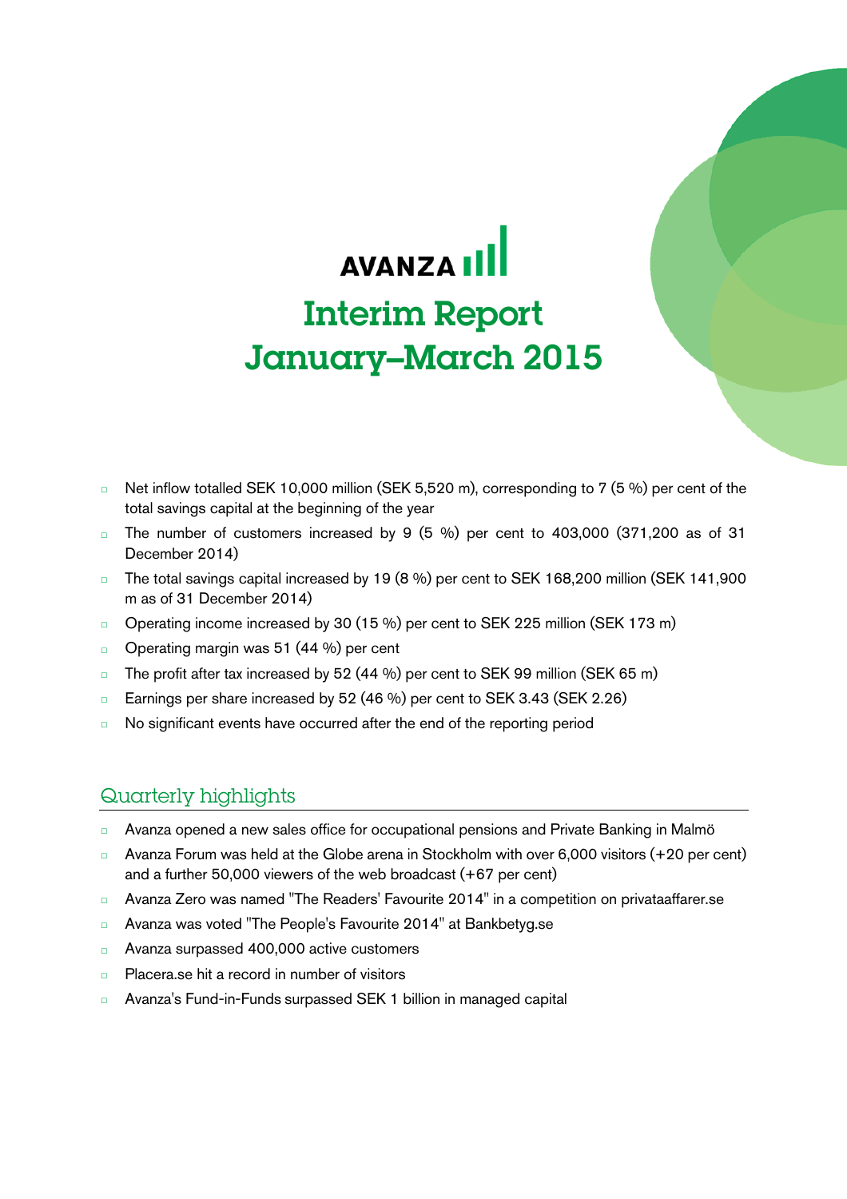AVANZA

# Interim Report January–March 2015

- Net inflow totalled SEK 10,000 million (SEK 5,520 m), corresponding to 7 (5 %) per cent of the total savings capital at the beginning of the year
- The number of customers increased by 9 (5 %) per cent to 403,000 (371,200 as of 31 December 2014)
- The total savings capital increased by 19 (8 %) per cent to SEK 168,200 million (SEK 141,900 m as of 31 December 2014)
- Operating income increased by 30 (15 %) per cent to SEK 225 million (SEK 173 m)
- Operating margin was 51 (44 %) per cent
- The profit after tax increased by 52 (44 %) per cent to SEK 99 million (SEK 65 m)
- Earnings per share increased by 52 (46 %) per cent to SEK 3.43 (SEK 2.26)
- No significant events have occurred after the end of the reporting period

## Quarterly highlights

- Avanza opened a new sales office for occupational pensions and Private Banking in Malmö
- Avanza Forum was held at the Globe arena in Stockholm with over 6,000 visitors (+20 per cent) and a further 50,000 viewers of the web broadcast (+67 per cent)
- Avanza Zero was named "The Readers' Favourite 2014" in a competition on privataaffarer.se
- Avanza was voted "The People's Favourite 2014" at Bankbetyg.se
- Avanza surpassed 400,000 active customers
- Placera.se hit a record in number of visitors
- Avanza's Fund-in-Funds surpassed SEK 1 billion in managed capital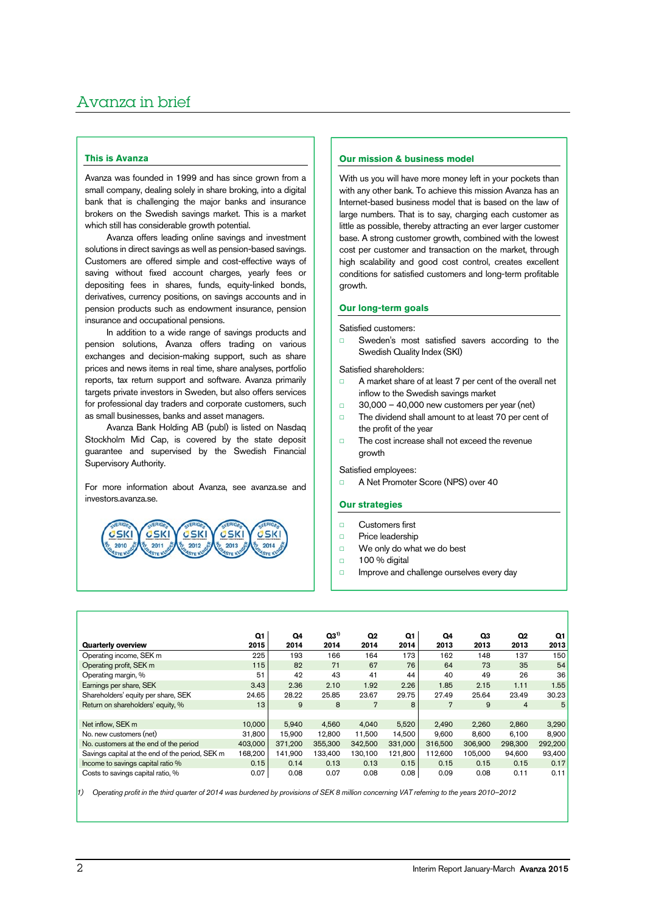# Avanza in brief

## This is Avanza

Avanza was founded in 1999 and has since grown from a small company, dealing solely in share broking, into a digital bank that is challenging the major banks and insurance brokers on the Swedish savings market. This is a market which still has considerable growth potential.

Avanza offers leading online savings and investment solutions in direct savings as well as pension-based savings. Customers are offered simple and cost-effective ways of saving without fixed account charges, yearly fees or depositing fees in shares, funds, equity-linked bonds, derivatives, currency positions, on savings accounts and in pension products such as endowment insurance, pension insurance and occupational pensions.

In addition to a wide range of savings products and pension solutions, Avanza offers trading on various exchanges and decision-making support, such as share prices and news items in real time, share analyses, portfolio reports, tax return support and software. Avanza primarily targets private investors in Sweden, but also offers services for professional day traders and corporate customers, such as small businesses, banks and asset managers.

Avanza Bank Holding AB (publ) is listed on Nasdaq Stockholm Mid Cap, is covered by the state deposit guarantee and supervised by the Swedish Financial Supervisory Authority.

For more information about Avanza, see avanza.se and investors.avanza.se.

## Our mission & business model

With us you will have more money left in your pockets than with any other bank. To achieve this mission Avanza has an Internet-based business model that is based on the law of large numbers. That is to say, charging each customer as little as possible, thereby attracting an ever larger customer base. A strong customer growth, combined with the lowest cost per customer and transaction on the market, through high scalability and good cost control, creates excellent conditions for satisfied customers and long-term profitable growth.

## Our long-term goals

Satisfied customers:

- Sweden's most satisfied savers according to the Swedish Quality Index (SKI)

Satisfied shareholders:

- A market share of at least 7 per cent of the overall net inflow to the Swedish savings market
- 30,000 – 40,000 new customers per year (net)
- The dividend shall amount to at least 70 per cent of the profit of the year
- The cost increase shall not exceed the revenue growth

Satisfied employees:

- A Net Promoter Score (NPS) over 40

## Our strategies

- Customers first
- Price leadership
- We only do what we do best
- 100 % digital
- Improve and challenge ourselves every day

| Quarterly overview | Q1 2015 | Q4 2014 | Q3[1] 2014 | Q2 2014 | Q1 2014 | Q4 2013 | Q3 2013 | Q2 2013 | Q1 2013 |
|---|---|---|---|---|---|---|---|---|---|
| Operating income, SEK m | 225 | 193 | 166 | 164 | 173 | 162 | 148 | 137 | 150 |
| Operating profit, SEK m | 115 | 82 | 71 | 67 | 76 | 64 | 73 | 35 | 54 |
| Operating margin, % | 51 | 42 | 43 | 41 | 44 | 40 | 49 | 26 | 36 |
| Earnings per share, SEK | 3.43 | 2.36 | 2.10 | 1.92 | 2.26 | 1.85 | 2.15 | 1.11 | 1.55 |
| Shareholders' equity per share, SEK | 24.65 | 28.22 | 25.85 | 23.67 | 29.75 | 27.49 | 25.64 | 23.49 | 30.23 |
| Return on shareholders' equity, % | 13 | 9 | 8 | 7 | 8 | 7 | 9 | 4 | 5 |
| | | | | | | | | | |
| Net inflow, SEK m | 10,000 | 5,940 | 4,560 | 4,040 | 5,520 | 2,490 | 2,260 | 2,860 | 3,290 |
| No. new customers (net) | 31,800 | 15,900 | 12,800 | 11,500 | 14,500 | 9,600 | 8,600 | 6,100 | 8,900 |
| No. customers at the end of the period | 403,000 | 371,200 | 355,300 | 342,500 | 331,000 | 316,500 | 306,900 | 298,300 | 292,200 |
| Savings capital at the end of the period, SEK m | 168,200 | 141,900 | 133,400 | 130,100 | 121,800 | 112,600 | 105,000 | 94,600 | 93,400 |
| Income to savings capital ratio % | 0.15 | 0.14 | 0.13 | 0.13 | 0.15 | 0.15 | 0.15 | 0.15 | 0.17 |
| Costs to savings capital ratio, % | 0.07 | 0.08 | 0.07 | 0.08 | 0.08 | 0.09 | 0.08 | 0.11 | 0.11 |

*1) Operating profit in the third quarter of 2014 was burdened by provisions of SEK 8 million concerning VAT referring to the years 2010–2012*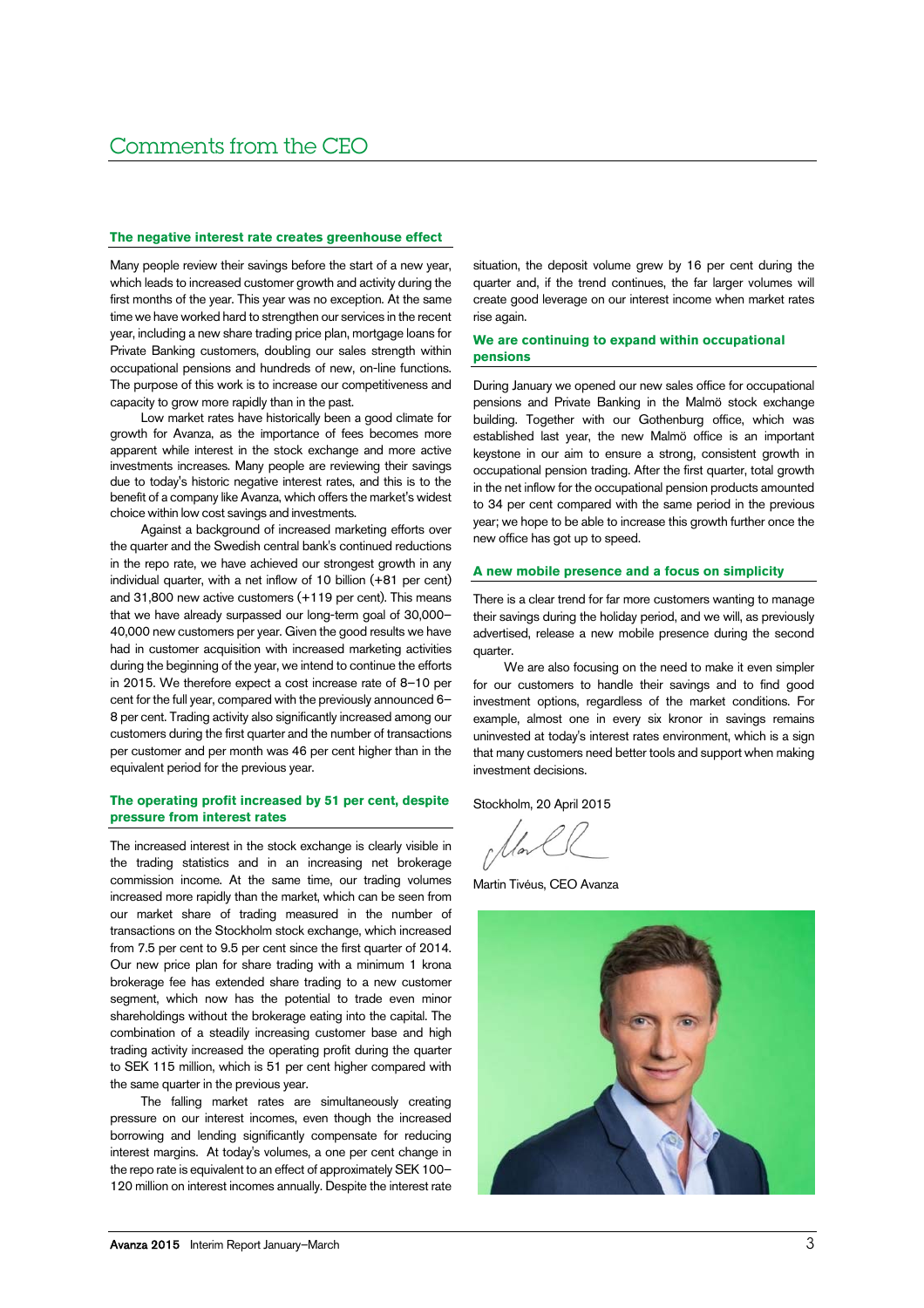# Comments from the CEO

### The negative interest rate creates greenhouse effect

Many people review their savings before the start of a new year, which leads to increased customer growth and activity during the first months of the year. This year was no exception. At the same time we have worked hard to strengthen our services in the recent year, including a new share trading price plan, mortgage loans for Private Banking customers, doubling our sales strength within occupational pensions and hundreds of new, on-line functions. The purpose of this work is to increase our competitiveness and capacity to grow more rapidly than in the past.

Low market rates have historically been a good climate for growth for Avanza, as the importance of fees becomes more apparent while interest in the stock exchange and more active investments increases. Many people are reviewing their savings due to today's historic negative interest rates, and this is to the benefit of a company like Avanza, which offers the market's widest choice within low cost savings and investments.

Against a background of increased marketing efforts over the quarter and the Swedish central bank's continued reductions in the repo rate, we have achieved our strongest growth in any individual quarter, with a net inflow of 10 billion (+81 per cent) and 31,800 new active customers (+119 per cent). This means that we have already surpassed our long-term goal of 30,000–40,000 new customers per year. Given the good results we have had in customer acquisition with increased marketing activities during the beginning of the year, we intend to continue the efforts in 2015. We therefore expect a cost increase rate of 8–10 per cent for the full year, compared with the previously announced 6–8 per cent. Trading activity also significantly increased among our customers during the first quarter and the number of transactions per customer and per month was 46 per cent higher than in the equivalent period for the previous year.

### The operating profit increased by 51 per cent, despite pressure from interest rates

The increased interest in the stock exchange is clearly visible in the trading statistics and in an increasing net brokerage commission income. At the same time, our trading volumes increased more rapidly than the market, which can be seen from our market share of trading measured in the number of transactions on the Stockholm stock exchange, which increased from 7.5 per cent to 9.5 per cent since the first quarter of 2014. Our new price plan for share trading with a minimum 1 krona brokerage fee has extended share trading to a new customer segment, which now has the potential to trade even minor shareholdings without the brokerage eating into the capital. The combination of a steadily increasing customer base and high trading activity increased the operating profit during the quarter to SEK 115 million, which is 51 per cent higher compared with the same quarter in the previous year.

The falling market rates are simultaneously creating pressure on our interest incomes, even though the increased borrowing and lending significantly compensate for reducing interest margins. At today's volumes, a one per cent change in the repo rate is equivalent to an effect of approximately SEK 100–120 million on interest incomes annually. Despite the interest rate situation, the deposit volume grew by 16 per cent during the quarter and, if the trend continues, the far larger volumes will create good leverage on our interest income when market rates rise again.

### We are continuing to expand within occupational pensions

During January we opened our new sales office for occupational pensions and Private Banking in the Malmö stock exchange building. Together with our Gothenburg office, which was established last year, the new Malmö office is an important keystone in our aim to ensure a strong, consistent growth in occupational pension trading. After the first quarter, total growth in the net inflow for the occupational pension products amounted to 34 per cent compared with the same period in the previous year; we hope to be able to increase this growth further once the new office has got up to speed.

### A new mobile presence and a focus on simplicity

There is a clear trend for far more customers wanting to manage their savings during the holiday period, and we will, as previously advertised, release a new mobile presence during the second quarter.

We are also focusing on the need to make it even simpler for our customers to handle their savings and to find good investment options, regardless of the market conditions. For example, almost one in every six kronor in savings remains uninvested at today's interest rates environment, which is a sign that many customers need better tools and support when making investment decisions.

Stockholm, 20 April 2015

Martin Tivéus, CEO Avanza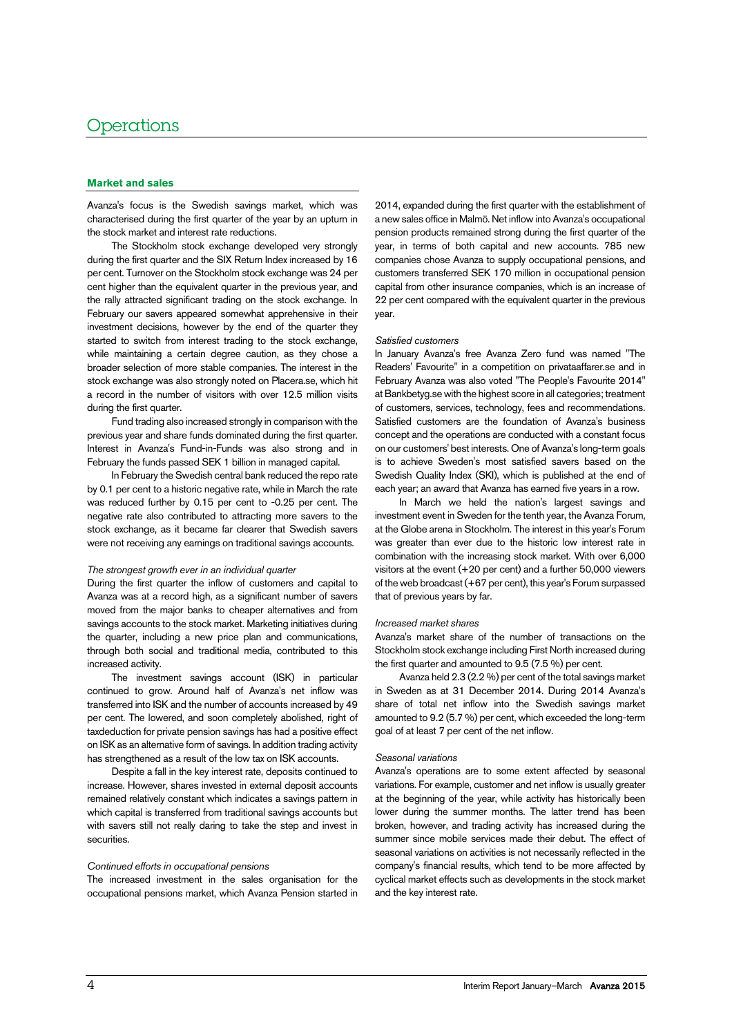# Operations

## Market and sales

Avanza's focus is the Swedish savings market, which was characterised during the first quarter of the year by an upturn in the stock market and interest rate reductions.

The Stockholm stock exchange developed very strongly during the first quarter and the SIX Return Index increased by 16 per cent. Turnover on the Stockholm stock exchange was 24 per cent higher than the equivalent quarter in the previous year, and the rally attracted significant trading on the stock exchange. In February our savers appeared somewhat apprehensive in their investment decisions, however by the end of the quarter they started to switch from interest trading to the stock exchange, while maintaining a certain degree caution, as they chose a broader selection of more stable companies. The interest in the stock exchange was also strongly noted on Placera.se, which hit a record in the number of visitors with over 12.5 million visits during the first quarter.

Fund trading also increased strongly in comparison with the previous year and share funds dominated during the first quarter. Interest in Avanza's Fund-in-Funds was also strong and in February the funds passed SEK 1 billion in managed capital.

In February the Swedish central bank reduced the repo rate by 0.1 per cent to a historic negative rate, while in March the rate was reduced further by 0.15 per cent to -0.25 per cent. The negative rate also contributed to attracting more savers to the stock exchange, as it became far clearer that Swedish savers were not receiving any earnings on traditional savings accounts.

*The strongest growth ever in an individual quarter*

During the first quarter the inflow of customers and capital to Avanza was at a record high, as a significant number of savers moved from the major banks to cheaper alternatives and from savings accounts to the stock market. Marketing initiatives during the quarter, including a new price plan and communications, through both social and traditional media, contributed to this increased activity.

The investment savings account (ISK) in particular continued to grow. Around half of Avanza's net inflow was transferred into ISK and the number of accounts increased by 49 per cent. The lowered, and soon completely abolished, right of taxdeduction for private pension savings has had a positive effect on ISK as an alternative form of savings. In addition trading activity has strengthened as a result of the low tax on ISK accounts.

Despite a fall in the key interest rate, deposits continued to increase. However, shares invested in external deposit accounts remained relatively constant which indicates a savings pattern in which capital is transferred from traditional savings accounts but with savers still not really daring to take the step and invest in securities.

*Continued efforts in occupational pensions*

The increased investment in the sales organisation for the occupational pensions market, which Avanza Pension started in 2014, expanded during the first quarter with the establishment of a new sales office in Malmö. Net inflow into Avanza's occupational pension products remained strong during the first quarter of the year, in terms of both capital and new accounts. 785 new companies chose Avanza to supply occupational pensions, and customers transferred SEK 170 million in occupational pension capital from other insurance companies, which is an increase of 22 per cent compared with the equivalent quarter in the previous year.

*Satisfied customers*

In January Avanza's free Avanza Zero fund was named "The Readers' Favourite" in a competition on privataaffarer.se and in February Avanza was also voted "The People's Favourite 2014" at Bankbetyg.se with the highest score in all categories; treatment of customers, services, technology, fees and recommendations. Satisfied customers are the foundation of Avanza's business concept and the operations are conducted with a constant focus on our customers' best interests. One of Avanza's long-term goals is to achieve Sweden's most satisfied savers based on the Swedish Quality Index (SKI), which is published at the end of each year; an award that Avanza has earned five years in a row.

In March we held the nation's largest savings and investment event in Sweden for the tenth year, the Avanza Forum, at the Globe arena in Stockholm. The interest in this year's Forum was greater than ever due to the historic low interest rate in combination with the increasing stock market. With over 6,000 visitors at the event (+20 per cent) and a further 50,000 viewers of the web broadcast (+67 per cent), this year's Forum surpassed that of previous years by far.

*Increased market shares*

Avanza's market share of the number of transactions on the Stockholm stock exchange including First North increased during the first quarter and amounted to 9.5 (7.5 %) per cent.

Avanza held 2.3 (2.2 %) per cent of the total savings market in Sweden as at 31 December 2014. During 2014 Avanza's share of total net inflow into the Swedish savings market amounted to 9.2 (5.7 %) per cent, which exceeded the long-term goal of at least 7 per cent of the net inflow.

*Seasonal variations*

Avanza's operations are to some extent affected by seasonal variations. For example, customer and net inflow is usually greater at the beginning of the year, while activity has historically been lower during the summer months. The latter trend has been broken, however, and trading activity has increased during the summer since mobile services made their debut. The effect of seasonal variations on activities is not necessarily reflected in the company's financial results, which tend to be more affected by cyclical market effects such as developments in the stock market and the key interest rate.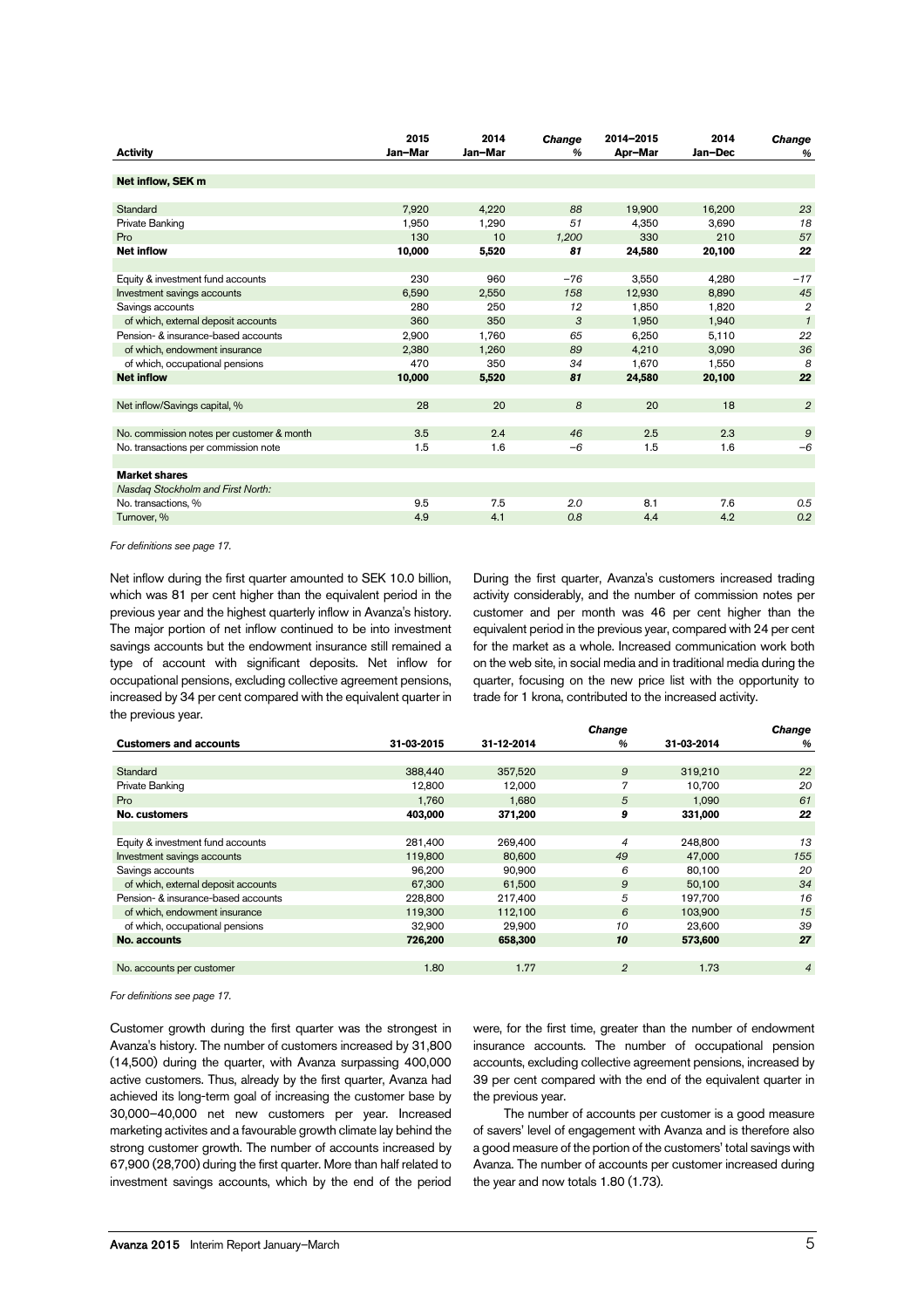| Activity | 2015 Jan–Mar | 2014 Jan–Mar | *Change %* | 2014–2015 Apr–Mar | 2014 Jan–Dec | *Change %* |
|---|---|---|---|---|---|---|
| **Net inflow, SEK m** | | | | | | |
| Standard | 7,920 | 4,220 | *88* | 19,900 | 16,200 | *23* |
| Private Banking | 1,950 | 1,290 | *51* | 4,350 | 3,690 | *18* |
| Pro | 130 | 10 | *1,200* | 330 | 210 | *57* |
| **Net inflow** | **10,000** | **5,520** | ***81*** | **24,580** | **20,100** | ***22*** |
| Equity & investment fund accounts | 230 | 960 | *–76* | 3,550 | 4,280 | *–17* |
| Investment savings accounts | 6,590 | 2,550 | *158* | 12,930 | 8,890 | *45* |
| Savings accounts | 280 | 250 | *12* | 1,850 | 1,820 | *2* |
| of which, external deposit accounts | 360 | 350 | *3* | 1,950 | 1,940 | *1* |
| Pension- & insurance-based accounts | 2,900 | 1,760 | *65* | 6,250 | 5,110 | *22* |
| of which, endowment insurance | 2,380 | 1,260 | *89* | 4,210 | 3,090 | *36* |
| of which, occupational pensions | 470 | 350 | *34* | 1,670 | 1,550 | *8* |
| **Net inflow** | **10,000** | **5,520** | ***81*** | **24,580** | **20,100** | ***22*** |
| Net inflow/Savings capital, % | 28 | 20 | *8* | 20 | 18 | *2* |
| No. commission notes per customer & month | 3.5 | 2.4 | *46* | 2.5 | 2.3 | *9* |
| No. transactions per commission note | 1.5 | 1.6 | *–6* | 1.5 | 1.6 | *–6* |
| **Market shares** | | | | | | |
| *Nasdaq Stockholm and First North:* | | | | | | |
| No. transactions, % | 9.5 | 7.5 | *2.0* | 8.1 | 7.6 | *0.5* |
| Turnover, % | 4.9 | 4.1 | *0.8* | 4.4 | 4.2 | *0.2* |

*For definitions see page 17.*

Net inflow during the first quarter amounted to SEK 10.0 billion, which was 81 per cent higher than the equivalent period in the previous year and the highest quarterly inflow in Avanza's history. The major portion of net inflow continued to be into investment savings accounts but the endowment insurance still remained a type of account with significant deposits. Net inflow for occupational pensions, excluding collective agreement pensions, increased by 34 per cent compared with the equivalent quarter in the previous year.

During the first quarter, Avanza's customers increased trading activity considerably, and the number of commission notes per customer and per month was 46 per cent higher than the equivalent period in the previous year, compared with 24 per cent for the market as a whole. Increased communication work both on the web site, in social media and in traditional media during the quarter, focusing on the new price list with the opportunity to trade for 1 krona, contributed to the increased activity.

| Customers and accounts | 31-03-2015 | 31-12-2014 | *Change %* | 31-03-2014 | *Change %* |
|---|---|---|---|---|---|
| Standard | 388,440 | 357,520 | *9* | 319,210 | *22* |
| Private Banking | 12,800 | 12,000 | *7* | 10,700 | *20* |
| Pro | 1,760 | 1,680 | *5* | 1,090 | *61* |
| **No. customers** | **403,000** | **371,200** | ***9*** | **331,000** | ***22*** |
| Equity & investment fund accounts | 281,400 | 269,400 | *4* | 248,800 | *13* |
| Investment savings accounts | 119,800 | 80,600 | *49* | 47,000 | *155* |
| Savings accounts | 96,200 | 90,900 | *6* | 80,100 | *20* |
| of which, external deposit accounts | 67,300 | 61,500 | *9* | 50,100 | *34* |
| Pension- & insurance-based accounts | 228,800 | 217,400 | *5* | 197,700 | *16* |
| of which, endowment insurance | 119,300 | 112,100 | *6* | 103,900 | *15* |
| of which, occupational pensions | 32,900 | 29,900 | *10* | 23,600 | *39* |
| **No. accounts** | **726,200** | **658,300** | ***10*** | **573,600** | ***27*** |
| No. accounts per customer | 1.80 | 1.77 | *2* | 1.73 | *4* |

*For definitions see page 17.*

Customer growth during the first quarter was the strongest in Avanza's history. The number of customers increased by 31,800 (14,500) during the quarter, with Avanza surpassing 400,000 active customers. Thus, already by the first quarter, Avanza had achieved its long-term goal of increasing the customer base by 30,000–40,000 net new customers per year. Increased marketing activites and a favourable growth climate lay behind the strong customer growth. The number of accounts increased by 67,900 (28,700) during the first quarter. More than half related to investment savings accounts, which by the end of the period were, for the first time, greater than the number of endowment insurance accounts. The number of occupational pension accounts, excluding collective agreement pensions, increased by 39 per cent compared with the end of the equivalent quarter in the previous year.

The number of accounts per customer is a good measure of savers' level of engagement with Avanza and is therefore also a good measure of the portion of the customers' total savings with Avanza. The number of accounts per customer increased during the year and now totals 1.80 (1.73).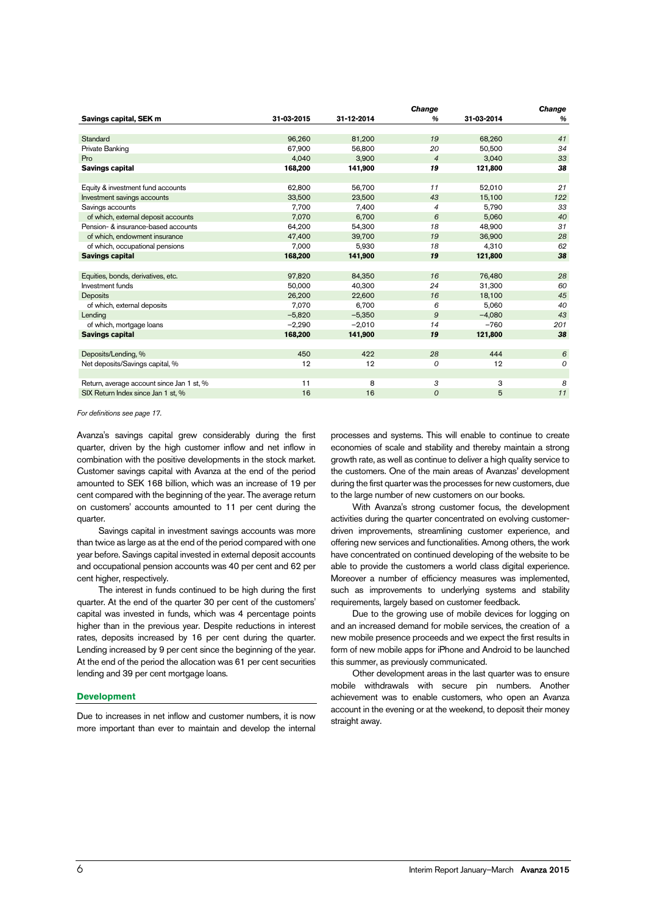| Savings capital, SEK m | 31-03-2015 | 31-12-2014 | *Change %* | 31-03-2014 | *Change %* |
|---|---|---|---|---|---|
| Standard | 96,260 | 81,200 | *19* | 68,260 | *41* |
| Private Banking | 67,900 | 56,800 | *20* | 50,500 | *34* |
| Pro | 4,040 | 3,900 | *4* | 3,040 | *33* |
| **Savings capital** | **168,200** | **141,900** | ***19*** | **121,800** | ***38*** |
| | | | | | |
| Equity & investment fund accounts | 62,800 | 56,700 | *11* | 52,010 | *21* |
| Investment savings accounts | 33,500 | 23,500 | *43* | 15,100 | *122* |
| Savings accounts | 7,700 | 7,400 | *4* | 5,790 | *33* |
| of which, external deposit accounts | 7,070 | 6,700 | *6* | 5,060 | *40* |
| Pension- & insurance-based accounts | 64,200 | 54,300 | *18* | 48,900 | *31* |
| of which, endowment insurance | 47,400 | 39,700 | *19* | 36,900 | *28* |
| of which, occupational pensions | 7,000 | 5,930 | *18* | 4,310 | *62* |
| **Savings capital** | **168,200** | **141,900** | ***19*** | **121,800** | ***38*** |
| | | | | | |
| Equities, bonds, derivatives, etc. | 97,820 | 84,350 | *16* | 76,480 | *28* |
| Investment funds | 50,000 | 40,300 | *24* | 31,300 | *60* |
| Deposits | 26,200 | 22,600 | *16* | 18,100 | *45* |
| of which, external deposits | 7,070 | 6,700 | *6* | 5,060 | *40* |
| Lending | −5,820 | −5,350 | *9* | −4,080 | *43* |
| of which, mortgage loans | −2,290 | −2,010 | *14* | −760 | *201* |
| **Savings capital** | **168,200** | **141,900** | ***19*** | **121,800** | ***38*** |
| | | | | | |
| Deposits/Lending, % | 450 | 422 | *28* | 444 | *6* |
| Net deposits/Savings capital, % | 12 | 12 | *0* | 12 | *0* |
| | | | | | |
| Return, average account since Jan 1 st, % | 11 | 8 | *3* | 3 | *8* |
| SIX Return Index since Jan 1 st, % | 16 | 16 | *0* | 5 | *11* |

*For definitions see page 17.*

Avanza's savings capital grew considerably during the first quarter, driven by the high customer inflow and net inflow in combination with the positive developments in the stock market. Customer savings capital with Avanza at the end of the period amounted to SEK 168 billion, which was an increase of 19 per cent compared with the beginning of the year. The average return on customers' accounts amounted to 11 per cent during the quarter.

Savings capital in investment savings accounts was more than twice as large as at the end of the period compared with one year before. Savings capital invested in external deposit accounts and occupational pension accounts was 40 per cent and 62 per cent higher, respectively.

The interest in funds continued to be high during the first quarter. At the end of the quarter 30 per cent of the customers' capital was invested in funds, which was 4 percentage points higher than in the previous year. Despite reductions in interest rates, deposits increased by 16 per cent during the quarter. Lending increased by 9 per cent since the beginning of the year. At the end of the period the allocation was 61 per cent securities lending and 39 per cent mortgage loans.

## Development

Due to increases in net inflow and customer numbers, it is now more important than ever to maintain and develop the internal processes and systems. This will enable to continue to create economies of scale and stability and thereby maintain a strong growth rate, as well as continue to deliver a high quality service to the customers. One of the main areas of Avanzas' development during the first quarter was the processes for new customers, due to the large number of new customers on our books.

With Avanza's strong customer focus, the development activities during the quarter concentrated on evolving customer-driven improvements, streamlining customer experience, and offering new services and functionalities. Among others, the work have concentrated on continued developing of the website to be able to provide the customers a world class digital experience. Moreover a number of efficiency measures was implemented, such as improvements to underlying systems and stability requirements, largely based on customer feedback.

Due to the growing use of mobile devices for logging on and an increased demand for mobile services, the creation of a new mobile presence proceeds and we expect the first results in form of new mobile apps for iPhone and Android to be launched this summer, as previously communicated.

Other development areas in the last quarter was to ensure mobile withdrawals with secure pin numbers. Another achievement was to enable customers, who open an Avanza account in the evening or at the weekend, to deposit their money straight away.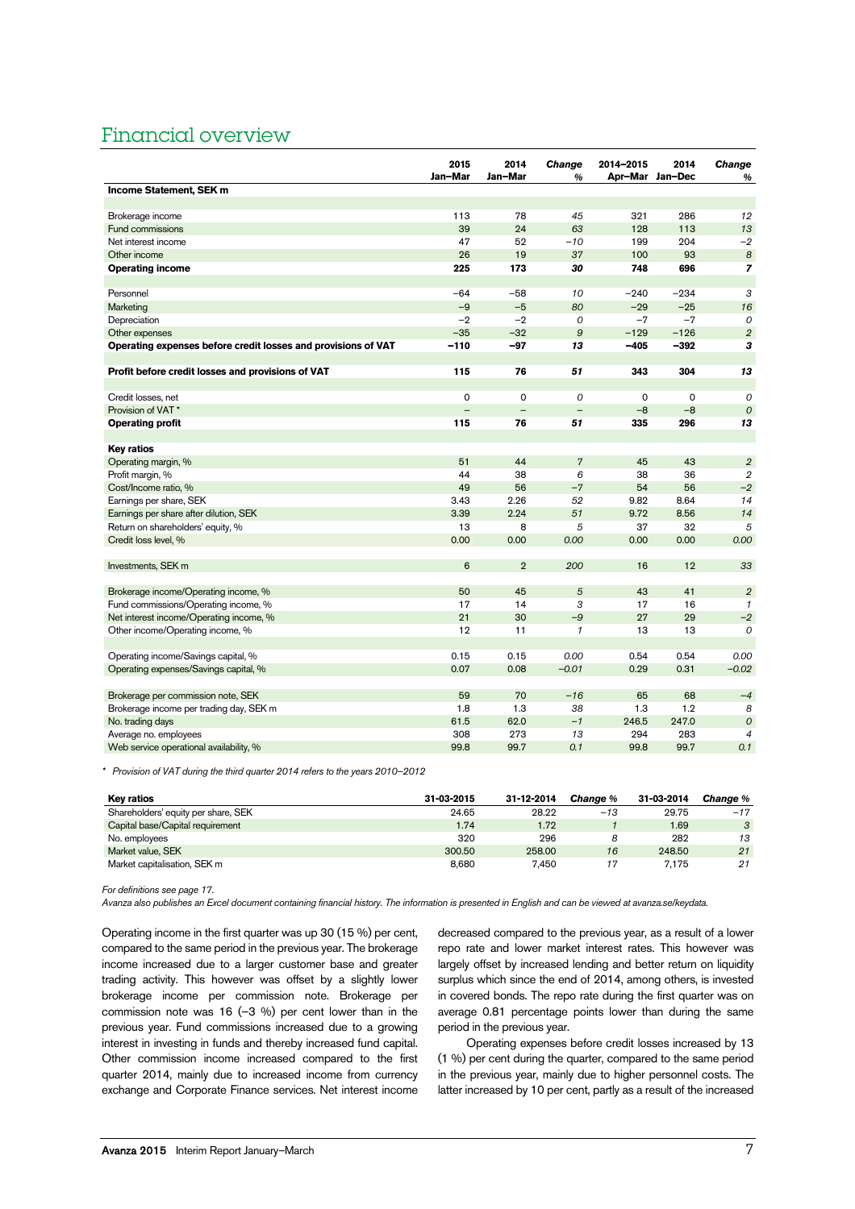# Financial overview

| | 2015 Jan–Mar | 2014 Jan–Mar | *Change %* | 2014–2015 Apr–Mar | 2014 Jan–Dec | *Change %* |
|---|---|---|---|---|---|---|
| **Income Statement, SEK m** | | | | | | |
| Brokerage income | 113 | 78 | *45* | 321 | 286 | *12* |
| Fund commissions | 39 | 24 | *63* | 128 | 113 | *13* |
| Net interest income | 47 | 52 | *–10* | 199 | 204 | *–2* |
| Other income | 26 | 19 | *37* | 100 | 93 | *8* |
| **Operating income** | **225** | **173** | ***30*** | **748** | **696** | ***7*** |
| Personnel | –64 | –58 | *10* | –240 | –234 | *3* |
| Marketing | –9 | –5 | *80* | –29 | –25 | *16* |
| Depreciation | –2 | –2 | *0* | –7 | –7 | *0* |
| Other expenses | –35 | –32 | *9* | –129 | –126 | *2* |
| **Operating expenses before credit losses and provisions of VAT** | **–110** | **–97** | ***13*** | **–405** | **–392** | ***3*** |
| **Profit before credit losses and provisions of VAT** | **115** | **76** | ***51*** | **343** | **304** | ***13*** |
| Credit losses, net | 0 | 0 | *0* | 0 | 0 | *0* |
| Provision of VAT * | – | – | *–* | –8 | –8 | *0* |
| **Operating profit** | **115** | **76** | ***51*** | **335** | **296** | ***13*** |
| **Key ratios** | | | | | | |
| Operating margin, % | 51 | 44 | *7* | 45 | 43 | *2* |
| Profit margin, % | 44 | 38 | *6* | 38 | 36 | *2* |
| Cost/Income ratio, % | 49 | 56 | *–7* | 54 | 56 | *–2* |
| Earnings per share, SEK | 3.43 | 2.26 | *52* | 9.82 | 8.64 | *14* |
| Earnings per share after dilution, SEK | 3.39 | 2.24 | *51* | 9.72 | 8.56 | *14* |
| Return on shareholders' equity, % | 13 | 8 | *5* | 37 | 32 | *5* |
| Credit loss level, % | 0.00 | 0.00 | *0.00* | 0.00 | 0.00 | *0.00* |
| Investments, SEK m | 6 | 2 | *200* | 16 | 12 | *33* |
| Brokerage income/Operating income, % | 50 | 45 | *5* | 43 | 41 | *2* |
| Fund commissions/Operating income, % | 17 | 14 | *3* | 17 | 16 | *1* |
| Net interest income/Operating income, % | 21 | 30 | *–9* | 27 | 29 | *–2* |
| Other income/Operating income, % | 12 | 11 | *1* | 13 | 13 | *0* |
| Operating income/Savings capital, % | 0.15 | 0.15 | *0.00* | 0.54 | 0.54 | *0.00* |
| Operating expenses/Savings capital, % | 0.07 | 0.08 | *–0.01* | 0.29 | 0.31 | *–0.02* |
| Brokerage per commission note, SEK | 59 | 70 | *–16* | 65 | 68 | *–4* |
| Brokerage income per trading day, SEK m | 1.8 | 1.3 | *38* | 1.3 | 1.2 | *8* |
| No. trading days | 61.5 | 62.0 | *–1* | 246.5 | 247.0 | *0* |
| Average no. employees | 308 | 273 | *13* | 294 | 283 | *4* |
| Web service operational availability, % | 99.8 | 99.7 | *0.1* | 99.8 | 99.7 | *0.1* |

*\* Provision of VAT during the third quarter 2014 refers to the years 2010–2012*

| **Key ratios** | 31-03-2015 | 31-12-2014 | *Change %* | 31-03-2014 | *Change %* |
|---|---|---|---|---|---|
| Shareholders' equity per share, SEK | 24.65 | 28.22 | *–13* | 29.75 | *–17* |
| Capital base/Capital requirement | 1.74 | 1.72 | *1* | 1.69 | *3* |
| No. employees | 320 | 296 | *8* | 282 | *13* |
| Market value, SEK | 300.50 | 258.00 | *16* | 248.50 | *21* |
| Market capitalisation, SEK m | 8,680 | 7,450 | *17* | 7,175 | *21* |

*For definitions see page 17.*

*Avanza also publishes an Excel document containing financial history. The information is presented in English and can be viewed at avanza.se/keydata.*

Operating income in the first quarter was up 30 (15 %) per cent, compared to the same period in the previous year. The brokerage income increased due to a larger customer base and greater trading activity. This however was offset by a slightly lower brokerage income per commission note. Brokerage per commission note was 16 (–3 %) per cent lower than in the previous year. Fund commissions increased due to a growing interest in investing in funds and thereby increased fund capital. Other commission income increased compared to the first quarter 2014, mainly due to increased income from currency exchange and Corporate Finance services. Net interest income decreased compared to the previous year, as a result of a lower repo rate and lower market interest rates. This however was largely offset by increased lending and better return on liquidity surplus which since the end of 2014, among others, is invested in covered bonds. The repo rate during the first quarter was on average 0.81 percentage points lower than during the same period in the previous year.

Operating expenses before credit losses increased by 13 (1 %) per cent during the quarter, compared to the same period in the previous year, mainly due to higher personnel costs. The latter increased by 10 per cent, partly as a result of the increased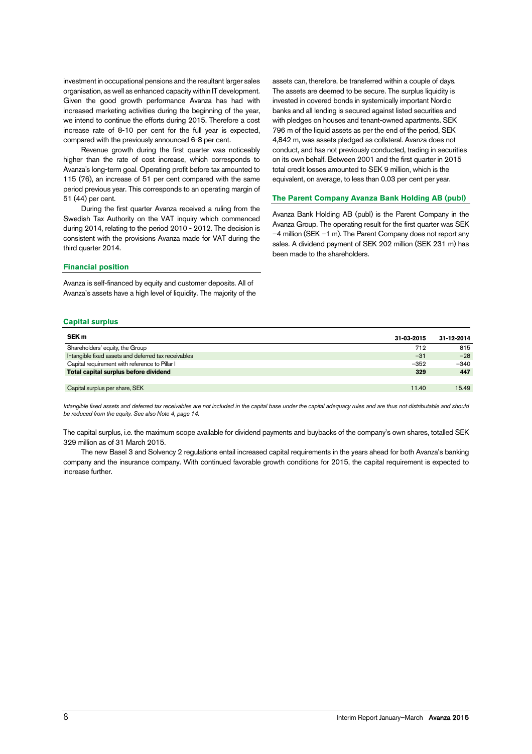investment in occupational pensions and the resultant larger sales organisation, as well as enhanced capacity within IT development. Given the good growth performance Avanza has had with increased marketing activities during the beginning of the year, we intend to continue the efforts during 2015. Therefore a cost increase rate of 8-10 per cent for the full year is expected, compared with the previously announced 6-8 per cent.

Revenue growth during the first quarter was noticeably higher than the rate of cost increase, which corresponds to Avanza's long-term goal. Operating profit before tax amounted to 115 (76), an increase of 51 per cent compared with the same period previous year. This corresponds to an operating margin of 51 (44) per cent.

During the first quarter Avanza received a ruling from the Swedish Tax Authority on the VAT inquiry which commenced during 2014, relating to the period 2010 - 2012. The decision is consistent with the provisions Avanza made for VAT during the third quarter 2014.

### Financial position

Avanza is self-financed by equity and customer deposits. All of Avanza's assets have a high level of liquidity. The majority of the assets can, therefore, be transferred within a couple of days. The assets are deemed to be secure. The surplus liquidity is invested in covered bonds in systemically important Nordic banks and all lending is secured against listed securities and with pledges on houses and tenant-owned apartments. SEK 796 m of the liquid assets as per the end of the period, SEK 4,842 m, was assets pledged as collateral. Avanza does not conduct, and has not previously conducted, trading in securities on its own behalf. Between 2001 and the first quarter in 2015 total credit losses amounted to SEK 9 million, which is the equivalent, on average, to less than 0.03 per cent per year.

### The Parent Company Avanza Bank Holding AB (publ)

Avanza Bank Holding AB (publ) is the Parent Company in the Avanza Group. The operating result for the first quarter was SEK –4 million (SEK –1 m). The Parent Company does not report any sales. A dividend payment of SEK 202 million (SEK 231 m) has been made to the shareholders.

### Capital surplus

| SEK m | 31-03-2015 | 31-12-2014 |
|---|---|---|
| Shareholders' equity, the Group | 712 | 815 |
| Intangible fixed assets and deferred tax receivables | –31 | –28 |
| Capital requirement with reference to Pillar I | –352 | –340 |
| **Total capital surplus before dividend** | **329** | **447** |
| | | |
| Capital surplus per share, SEK | 11.40 | 15.49 |

*Intangible fixed assets and deferred tax receivables are not included in the capital base under the capital adequacy rules and are thus not distributable and should be reduced from the equity. See also Note 4, page 14.*

The capital surplus, i.e. the maximum scope available for dividend payments and buybacks of the company's own shares, totalled SEK 329 million as of 31 March 2015.

The new Basel 3 and Solvency 2 regulations entail increased capital requirements in the years ahead for both Avanza's banking company and the insurance company. With continued favorable growth conditions for 2015, the capital requirement is expected to increase further.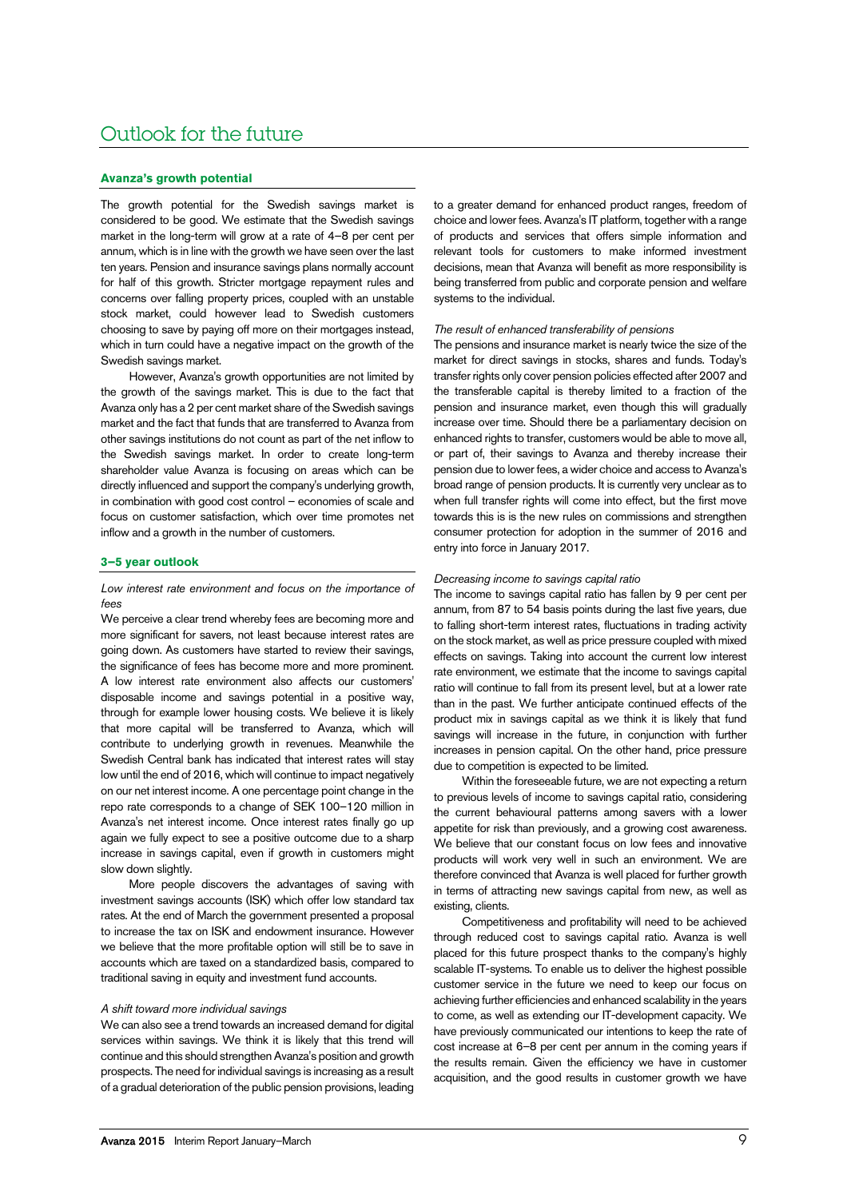# Outlook for the future

## Avanza's growth potential

The growth potential for the Swedish savings market is considered to be good. We estimate that the Swedish savings market in the long-term will grow at a rate of 4–8 per cent per annum, which is in line with the growth we have seen over the last ten years. Pension and insurance savings plans normally account for half of this growth. Stricter mortgage repayment rules and concerns over falling property prices, coupled with an unstable stock market, could however lead to Swedish customers choosing to save by paying off more on their mortgages instead, which in turn could have a negative impact on the growth of the Swedish savings market.

However, Avanza's growth opportunities are not limited by the growth of the savings market. This is due to the fact that Avanza only has a 2 per cent market share of the Swedish savings market and the fact that funds that are transferred to Avanza from other savings institutions do not count as part of the net inflow to the Swedish savings market. In order to create long-term shareholder value Avanza is focusing on areas which can be directly influenced and support the company's underlying growth, in combination with good cost control – economies of scale and focus on customer satisfaction, which over time promotes net inflow and a growth in the number of customers.

## 3–5 year outlook

*Low interest rate environment and focus on the importance of fees*

We perceive a clear trend whereby fees are becoming more and more significant for savers, not least because interest rates are going down. As customers have started to review their savings, the significance of fees has become more and more prominent. A low interest rate environment also affects our customers' disposable income and savings potential in a positive way, through for example lower housing costs. We believe it is likely that more capital will be transferred to Avanza, which will contribute to underlying growth in revenues. Meanwhile the Swedish Central bank has indicated that interest rates will stay low until the end of 2016, which will continue to impact negatively on our net interest income. A one percentage point change in the repo rate corresponds to a change of SEK 100–120 million in Avanza's net interest income. Once interest rates finally go up again we fully expect to see a positive outcome due to a sharp increase in savings capital, even if growth in customers might slow down slightly.

More people discovers the advantages of saving with investment savings accounts (ISK) which offer low standard tax rates. At the end of March the government presented a proposal to increase the tax on ISK and endowment insurance. However we believe that the more profitable option will still be to save in accounts which are taxed on a standardized basis, compared to traditional saving in equity and investment fund accounts.

*A shift toward more individual savings*

We can also see a trend towards an increased demand for digital services within savings. We think it is likely that this trend will continue and this should strengthen Avanza's position and growth prospects. The need for individual savings is increasing as a result of a gradual deterioration of the public pension provisions, leading to a greater demand for enhanced product ranges, freedom of choice and lower fees. Avanza's IT platform, together with a range of products and services that offers simple information and relevant tools for customers to make informed investment decisions, mean that Avanza will benefit as more responsibility is being transferred from public and corporate pension and welfare systems to the individual.

*The result of enhanced transferability of pensions*

The pensions and insurance market is nearly twice the size of the market for direct savings in stocks, shares and funds. Today's transfer rights only cover pension policies effected after 2007 and the transferable capital is thereby limited to a fraction of the pension and insurance market, even though this will gradually increase over time. Should there be a parliamentary decision on enhanced rights to transfer, customers would be able to move all, or part of, their savings to Avanza and thereby increase their pension due to lower fees, a wider choice and access to Avanza's broad range of pension products. It is currently very unclear as to when full transfer rights will come into effect, but the first move towards this is is the new rules on commissions and strengthen consumer protection for adoption in the summer of 2016 and entry into force in January 2017.

*Decreasing income to savings capital ratio*

The income to savings capital ratio has fallen by 9 per cent per annum, from 87 to 54 basis points during the last five years, due to falling short-term interest rates, fluctuations in trading activity on the stock market, as well as price pressure coupled with mixed effects on savings. Taking into account the current low interest rate environment, we estimate that the income to savings capital ratio will continue to fall from its present level, but at a lower rate than in the past. We further anticipate continued effects of the product mix in savings capital as we think it is likely that fund savings will increase in the future, in conjunction with further increases in pension capital. On the other hand, price pressure due to competition is expected to be limited.

Within the foreseeable future, we are not expecting a return to previous levels of income to savings capital ratio, considering the current behavioural patterns among savers with a lower appetite for risk than previously, and a growing cost awareness. We believe that our constant focus on low fees and innovative products will work very well in such an environment. We are therefore convinced that Avanza is well placed for further growth in terms of attracting new savings capital from new, as well as existing, clients.

Competitiveness and profitability will need to be achieved through reduced cost to savings capital ratio. Avanza is well placed for this future prospect thanks to the company's highly scalable IT-systems. To enable us to deliver the highest possible customer service in the future we need to keep our focus on achieving further efficiencies and enhanced scalability in the years to come, as well as extending our IT-development capacity. We have previously communicated our intentions to keep the rate of cost increase at 6–8 per cent per annum in the coming years if the results remain. Given the efficiency we have in customer acquisition, and the good results in customer growth we have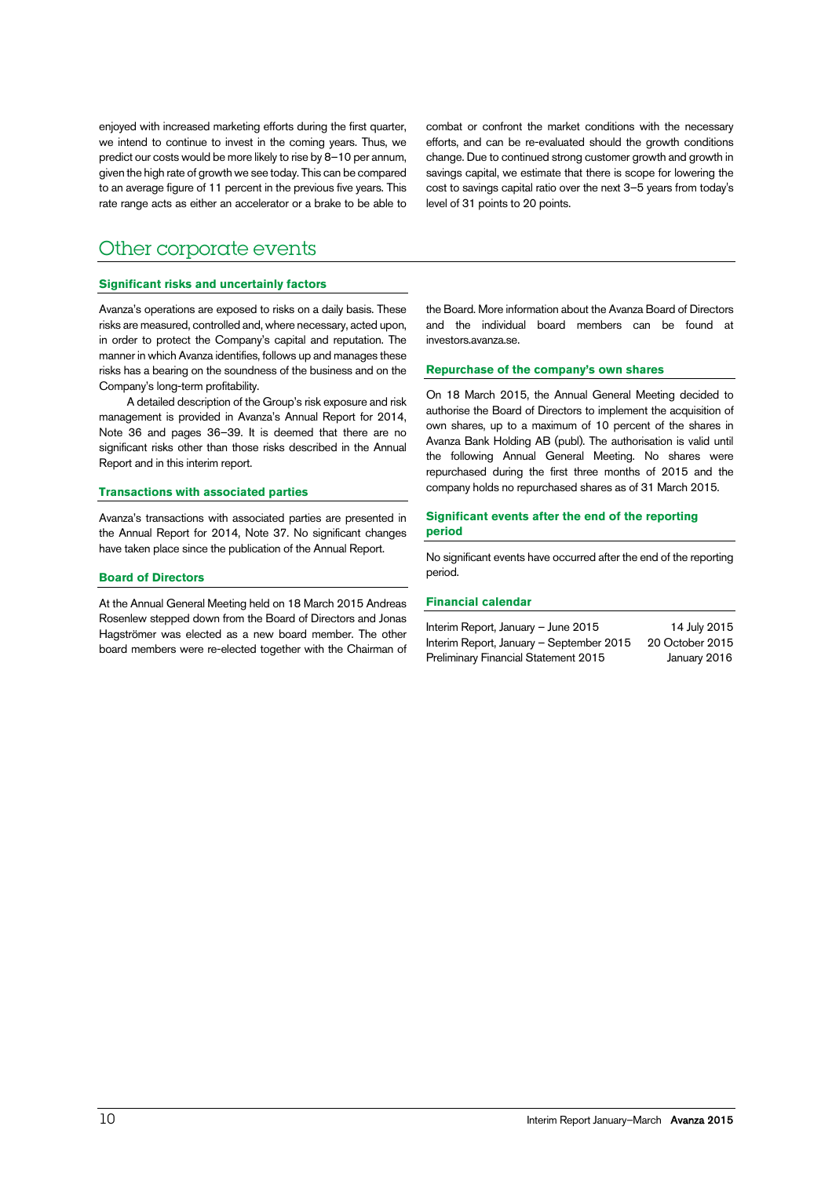enjoyed with increased marketing efforts during the first quarter, we intend to continue to invest in the coming years. Thus, we predict our costs would be more likely to rise by 8–10 per annum, given the high rate of growth we see today. This can be compared to an average figure of 11 percent in the previous five years. This rate range acts as either an accelerator or a brake to be able to combat or confront the market conditions with the necessary efforts, and can be re-evaluated should the growth conditions change. Due to continued strong customer growth and growth in savings capital, we estimate that there is scope for lowering the cost to savings capital ratio over the next 3–5 years from today's level of 31 points to 20 points.

# Other corporate events

### Significant risks and uncertainly factors

Avanza's operations are exposed to risks on a daily basis. These risks are measured, controlled and, where necessary, acted upon, in order to protect the Company's capital and reputation. The manner in which Avanza identifies, follows up and manages these risks has a bearing on the soundness of the business and on the Company's long-term profitability.

A detailed description of the Group's risk exposure and risk management is provided in Avanza's Annual Report for 2014, Note 36 and pages 36–39. It is deemed that there are no significant risks other than those risks described in the Annual Report and in this interim report.

### Transactions with associated parties

Avanza's transactions with associated parties are presented in the Annual Report for 2014, Note 37. No significant changes have taken place since the publication of the Annual Report.

### Board of Directors

At the Annual General Meeting held on 18 March 2015 Andreas Rosenlew stepped down from the Board of Directors and Jonas Hagströmer was elected as a new board member. The other board members were re-elected together with the Chairman of the Board. More information about the Avanza Board of Directors and the individual board members can be found at investors.avanza.se.

### Repurchase of the company's own shares

On 18 March 2015, the Annual General Meeting decided to authorise the Board of Directors to implement the acquisition of own shares, up to a maximum of 10 percent of the shares in Avanza Bank Holding AB (publ). The authorisation is valid until the following Annual General Meeting. No shares were repurchased during the first three months of 2015 and the company holds no repurchased shares as of 31 March 2015.

### Significant events after the end of the reporting period

No significant events have occurred after the end of the reporting period.

### Financial calendar

| | |
|---|---|
| Interim Report, January – June 2015 | 14 July 2015 |
| Interim Report, January – September 2015 | 20 October 2015 |
| Preliminary Financial Statement 2015 | January 2016 |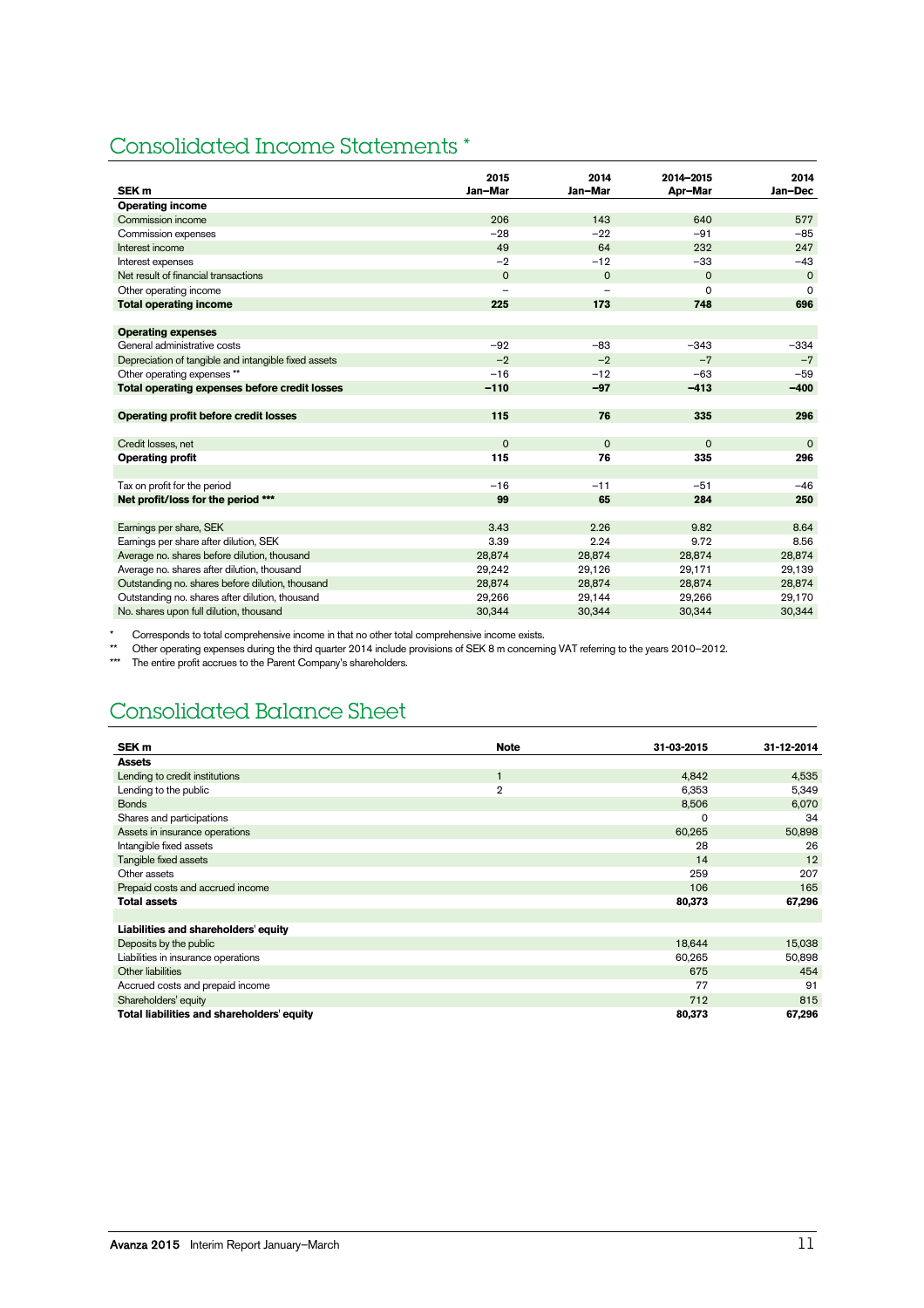## Consolidated Income Statements *

| SEK m | 2015 Jan–Mar | 2014 Jan–Mar | 2014–2015 Apr–Mar | 2014 Jan–Dec |
|---|---|---|---|---|
| **Operating income** | | | | |
| Commission income | 206 | 143 | 640 | 577 |
| Commission expenses | –28 | –22 | –91 | –85 |
| Interest income | 49 | 64 | 232 | 247 |
| Interest expenses | –2 | –12 | –33 | –43 |
| Net result of financial transactions | 0 | 0 | 0 | 0 |
| Other operating income | – | – | 0 | 0 |
| **Total operating income** | **225** | **173** | **748** | **696** |
| | | | | |
| **Operating expenses** | | | | |
| General administrative costs | –92 | –83 | –343 | –334 |
| Depreciation of tangible and intangible fixed assets | –2 | –2 | –7 | –7 |
| Other operating expenses ** | –16 | –12 | –63 | –59 |
| **Total operating expenses before credit losses** | **–110** | **–97** | **–413** | **–400** |
| | | | | |
| **Operating profit before credit losses** | **115** | **76** | **335** | **296** |
| | | | | |
| Credit losses, net | 0 | 0 | 0 | 0 |
| **Operating profit** | **115** | **76** | **335** | **296** |
| | | | | |
| Tax on profit for the period | –16 | –11 | –51 | –46 |
| **Net profit/loss for the period *** | **99** | **65** | **284** | **250** |
| | | | | |
| Earnings per share, SEK | 3.43 | 2.26 | 9.82 | 8.64 |
| Earnings per share after dilution, SEK | 3.39 | 2.24 | 9.72 | 8.56 |
| Average no. shares before dilution, thousand | 28,874 | 28,874 | 28,874 | 28,874 |
| Average no. shares after dilution, thousand | 29,242 | 29,126 | 29,171 | 29,139 |
| Outstanding no. shares before dilution, thousand | 28,874 | 28,874 | 28,874 | 28,874 |
| Outstanding no. shares after dilution, thousand | 29,266 | 29,144 | 29,266 | 29,170 |
| No. shares upon full dilution, thousand | 30,344 | 30,344 | 30,344 | 30,344 |

\* Corresponds to total comprehensive income in that no other total comprehensive income exists.

\*\* Other operating expenses during the third quarter 2014 include provisions of SEK 8 m concerning VAT referring to the years 2010–2012.

\*\*\* The entire profit accrues to the Parent Company's shareholders.

## Consolidated Balance Sheet

| SEK m | Note | 31-03-2015 | 31-12-2014 |
|---|---|---|---|
| **Assets** | | | |
| Lending to credit institutions | 1 | 4,842 | 4,535 |
| Lending to the public | 2 | 6,353 | 5,349 |
| Bonds | | 8,506 | 6,070 |
| Shares and participations | | 0 | 34 |
| Assets in insurance operations | | 60,265 | 50,898 |
| Intangible fixed assets | | 28 | 26 |
| Tangible fixed assets | | 14 | 12 |
| Other assets | | 259 | 207 |
| Prepaid costs and accrued income | | 106 | 165 |
| **Total assets** | | **80,373** | **67,296** |
| | | | |
| **Liabilities and shareholders' equity** | | | |
| Deposits by the public | | 18,644 | 15,038 |
| Liabilities in insurance operations | | 60,265 | 50,898 |
| Other liabilities | | 675 | 454 |
| Accrued costs and prepaid income | | 77 | 91 |
| Shareholders' equity | | 712 | 815 |
| **Total liabilities and shareholders' equity** | | **80,373** | **67,296** |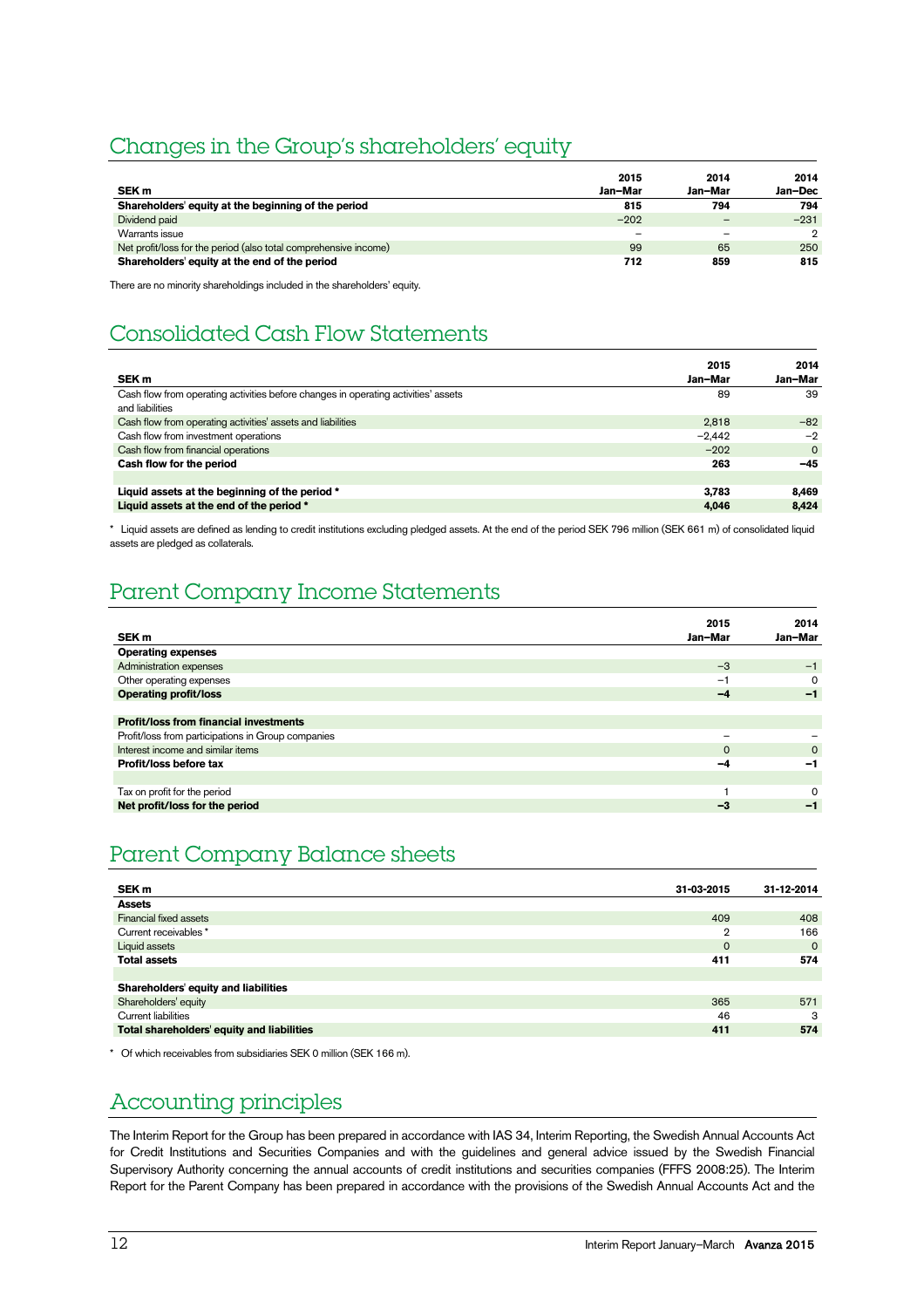## Changes in the Group's shareholders' equity

| SEK m | 2015 Jan–Mar | 2014 Jan–Mar | 2014 Jan–Dec |
|---|---|---|---|
| **Shareholders' equity at the beginning of the period** | **815** | **794** | **794** |
| Dividend paid | −202 | – | −231 |
| Warrants issue | – | – | 2 |
| Net profit/loss for the period (also total comprehensive income) | 99 | 65 | 250 |
| **Shareholders' equity at the end of the period** | **712** | **859** | **815** |

There are no minority shareholdings included in the shareholders' equity.

## Consolidated Cash Flow Statements

| SEK m | 2015 Jan–Mar | 2014 Jan–Mar |
|---|---|---|
| Cash flow from operating activities before changes in operating activities' assets and liabilities | 89 | 39 |
| Cash flow from operating activities' assets and liabilities | 2,818 | −82 |
| Cash flow from investment operations | −2,442 | −2 |
| Cash flow from financial operations | −202 | 0 |
| **Cash flow for the period** | **263** | **−45** |
| | | |
| **Liquid assets at the beginning of the period *** | **3,783** | **8,469** |
| **Liquid assets at the end of the period *** | **4,046** | **8,424** |

* Liquid assets are defined as lending to credit institutions excluding pledged assets. At the end of the period SEK 796 million (SEK 661 m) of consolidated liquid assets are pledged as collaterals.

## Parent Company Income Statements

| SEK m | 2015 Jan–Mar | 2014 Jan–Mar |
|---|---|---|
| **Operating expenses** | | |
| Administration expenses | −3 | −1 |
| Other operating expenses | −1 | 0 |
| **Operating profit/loss** | **−4** | **−1** |
| | | |
| **Profit/loss from financial investments** | | |
| Profit/loss from participations in Group companies | – | – |
| Interest income and similar items | 0 | 0 |
| **Profit/loss before tax** | **−4** | **−1** |
| | | |
| Tax on profit for the period | 1 | 0 |
| **Net profit/loss for the period** | **−3** | **−1** |

## Parent Company Balance sheets

| SEK m | 31-03-2015 | 31-12-2014 |
|---|---|---|
| **Assets** | | |
| Financial fixed assets | 409 | 408 |
| Current receivables * | 2 | 166 |
| Liquid assets | 0 | 0 |
| **Total assets** | **411** | **574** |
| | | |
| **Shareholders' equity and liabilities** | | |
| Shareholders' equity | 365 | 571 |
| Current liabilities | 46 | 3 |
| **Total shareholders' equity and liabilities** | **411** | **574** |

* Of which receivables from subsidiaries SEK 0 million (SEK 166 m).

## Accounting principles

The Interim Report for the Group has been prepared in accordance with IAS 34, Interim Reporting, the Swedish Annual Accounts Act for Credit Institutions and Securities Companies and with the guidelines and general advice issued by the Swedish Financial Supervisory Authority concerning the annual accounts of credit institutions and securities companies (FFFS 2008:25). The Interim Report for the Parent Company has been prepared in accordance with the provisions of the Swedish Annual Accounts Act and the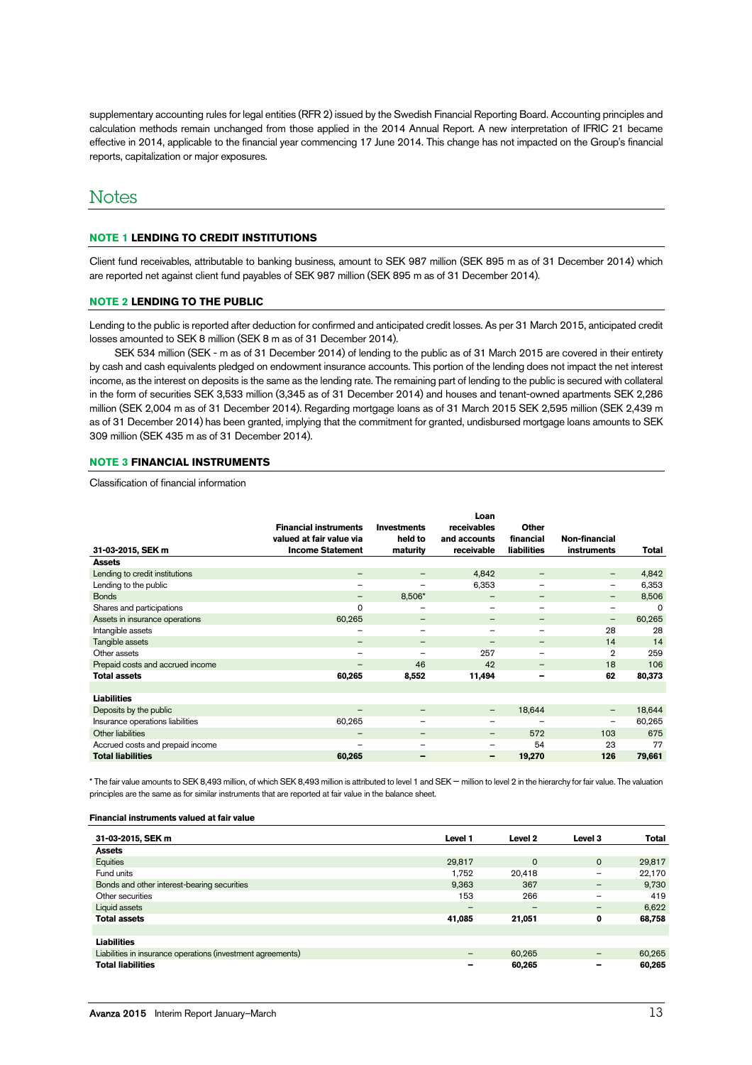supplementary accounting rules for legal entities (RFR 2) issued by the Swedish Financial Reporting Board. Accounting principles and calculation methods remain unchanged from those applied in the 2014 Annual Report. A new interpretation of IFRIC 21 became effective in 2014, applicable to the financial year commencing 17 June 2014. This change has not impacted on the Group's financial reports, capitalization or major exposures.

# Notes

### NOTE 1 LENDING TO CREDIT INSTITUTIONS

Client fund receivables, attributable to banking business, amount to SEK 987 million (SEK 895 m as of 31 December 2014) which are reported net against client fund payables of SEK 987 million (SEK 895 m as of 31 December 2014).

### NOTE 2 LENDING TO THE PUBLIC

Lending to the public is reported after deduction for confirmed and anticipated credit losses. As per 31 March 2015, anticipated credit losses amounted to SEK 8 million (SEK 8 m as of 31 December 2014).

SEK 534 million (SEK - m as of 31 December 2014) of lending to the public as of 31 March 2015 are covered in their entirety by cash and cash equivalents pledged on endowment insurance accounts. This portion of the lending does not impact the net interest income, as the interest on deposits is the same as the lending rate. The remaining part of lending to the public is secured with collateral in the form of securities SEK 3,533 million (3,345 as of 31 December 2014) and houses and tenant-owned apartments SEK 2,286 million (SEK 2,004 m as of 31 December 2014). Regarding mortgage loans as of 31 March 2015 SEK 2,595 million (SEK 2,439 m as of 31 December 2014) has been granted, implying that the commitment for granted, undisbursed mortgage loans amounts to SEK 309 million (SEK 435 m as of 31 December 2014).

### NOTE 3 FINANCIAL INSTRUMENTS

Classification of financial information

| 31-03-2015, SEK m | Financial instruments valued at fair value via Income Statement | Investments held to maturity | Loan receivables and accounts receivable | Other financial liabilities | Non-financial instruments | Total |
|---|---|---|---|---|---|---|
| **Assets** | | | | | | |
| Lending to credit institutions | – | – | 4,842 | – | – | 4,842 |
| Lending to the public | – | – | 6,353 | – | – | 6,353 |
| Bonds | – | 8,506* | – | – | – | 8,506 |
| Shares and participations | 0 | – | – | – | – | 0 |
| Assets in insurance operations | 60,265 | – | – | – | – | 60,265 |
| Intangible assets | – | – | – | – | 28 | 28 |
| Tangible assets | – | – | – | – | 14 | 14 |
| Other assets | – | – | 257 | – | 2 | 259 |
| Prepaid costs and accrued income | – | 46 | 42 | – | 18 | 106 |
| **Total assets** | **60,265** | **8,552** | **11,494** | **–** | **62** | **80,373** |
| | | | | | | |
| **Liabilities** | | | | | | |
| Deposits by the public | – | – | – | 18,644 | – | 18,644 |
| Insurance operations liabilities | 60,265 | – | – | – | – | 60,265 |
| Other liabilities | – | – | – | 572 | 103 | 675 |
| Accrued costs and prepaid income | – | – | – | 54 | 23 | 77 |
| **Total liabilities** | **60,265** | **–** | **–** | **19,270** | **126** | **79,661** |

* The fair value amounts to SEK 8,493 million, of which SEK 8,493 million is attributed to level 1 and SEK – million to level 2 in the hierarchy for fair value. The valuation principles are the same as for similar instruments that are reported at fair value in the balance sheet.

**Financial instruments valued at fair value**

| 31-03-2015, SEK m | Level 1 | Level 2 | Level 3 | Total |
|---|---|---|---|---|
| **Assets** | | | | |
| Equities | 29,817 | 0 | 0 | 29,817 |
| Fund units | 1,752 | 20,418 | – | 22,170 |
| Bonds and other interest-bearing securities | 9,363 | 367 | – | 9,730 |
| Other securities | 153 | 266 | – | 419 |
| Liquid assets | – | – | – | 6,622 |
| **Total assets** | **41,085** | **21,051** | **0** | **68,758** |
| | | | | |
| **Liabilities** | | | | |
| Liabilities in insurance operations (investment agreements) | – | 60,265 | – | 60,265 |
| **Total liabilities** | **–** | **60,265** | **–** | **60,265** |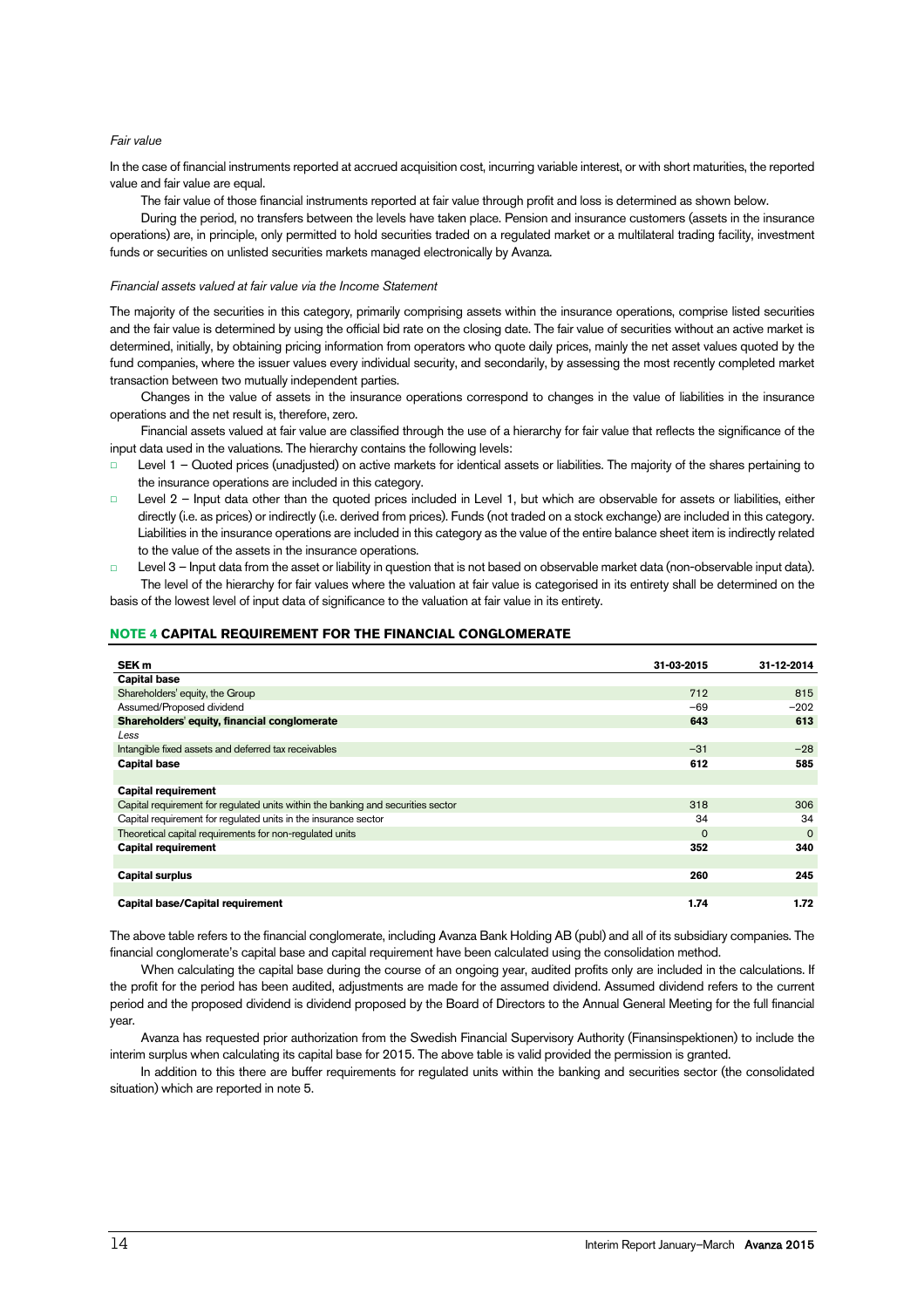*Fair value*

In the case of financial instruments reported at accrued acquisition cost, incurring variable interest, or with short maturities, the reported value and fair value are equal.

The fair value of those financial instruments reported at fair value through profit and loss is determined as shown below.

During the period, no transfers between the levels have taken place. Pension and insurance customers (assets in the insurance operations) are, in principle, only permitted to hold securities traded on a regulated market or a multilateral trading facility, investment funds or securities on unlisted securities markets managed electronically by Avanza.

*Financial assets valued at fair value via the Income Statement*

The majority of the securities in this category, primarily comprising assets within the insurance operations, comprise listed securities and the fair value is determined by using the official bid rate on the closing date. The fair value of securities without an active market is determined, initially, by obtaining pricing information from operators who quote daily prices, mainly the net asset values quoted by the fund companies, where the issuer values every individual security, and secondarily, by assessing the most recently completed market transaction between two mutually independent parties.

Changes in the value of assets in the insurance operations correspond to changes in the value of liabilities in the insurance operations and the net result is, therefore, zero.

Financial assets valued at fair value are classified through the use of a hierarchy for fair value that reflects the significance of the input data used in the valuations. The hierarchy contains the following levels:

- Level 1 – Quoted prices (unadjusted) on active markets for identical assets or liabilities. The majority of the shares pertaining to the insurance operations are included in this category.
- Level 2 – Input data other than the quoted prices included in Level 1, but which are observable for assets or liabilities, either directly (i.e. as prices) or indirectly (i.e. derived from prices). Funds (not traded on a stock exchange) are included in this category. Liabilities in the insurance operations are included in this category as the value of the entire balance sheet item is indirectly related to the value of the assets in the insurance operations.
- Level 3 – Input data from the asset or liability in question that is not based on observable market data (non-observable input data).

The level of the hierarchy for fair values where the valuation at fair value is categorised in its entirety shall be determined on the basis of the lowest level of input data of significance to the valuation at fair value in its entirety.

## NOTE 4 CAPITAL REQUIREMENT FOR THE FINANCIAL CONGLOMERATE

| SEK m | 31-03-2015 | 31-12-2014 |
|---|---|---|
| **Capital base** | | |
| Shareholders' equity, the Group | 712 | 815 |
| Assumed/Proposed dividend | –69 | –202 |
| **Shareholders' equity, financial conglomerate** | **643** | **613** |
| *Less* | | |
| Intangible fixed assets and deferred tax receivables | –31 | –28 |
| **Capital base** | **612** | **585** |
| | | |
| **Capital requirement** | | |
| Capital requirement for regulated units within the banking and securities sector | 318 | 306 |
| Capital requirement for regulated units in the insurance sector | 34 | 34 |
| Theoretical capital requirements for non-regulated units | 0 | 0 |
| **Capital requirement** | **352** | **340** |
| | | |
| **Capital surplus** | **260** | **245** |
| | | |
| **Capital base/Capital requirement** | **1.74** | **1.72** |

The above table refers to the financial conglomerate, including Avanza Bank Holding AB (publ) and all of its subsidiary companies. The financial conglomerate's capital base and capital requirement have been calculated using the consolidation method.

When calculating the capital base during the course of an ongoing year, audited profits only are included in the calculations. If the profit for the period has been audited, adjustments are made for the assumed dividend. Assumed dividend refers to the current period and the proposed dividend is dividend proposed by the Board of Directors to the Annual General Meeting for the full financial year.

Avanza has requested prior authorization from the Swedish Financial Supervisory Authority (Finansinspektionen) to include the interim surplus when calculating its capital base for 2015. The above table is valid provided the permission is granted.

In addition to this there are buffer requirements for regulated units within the banking and securities sector (the consolidated situation) which are reported in note 5.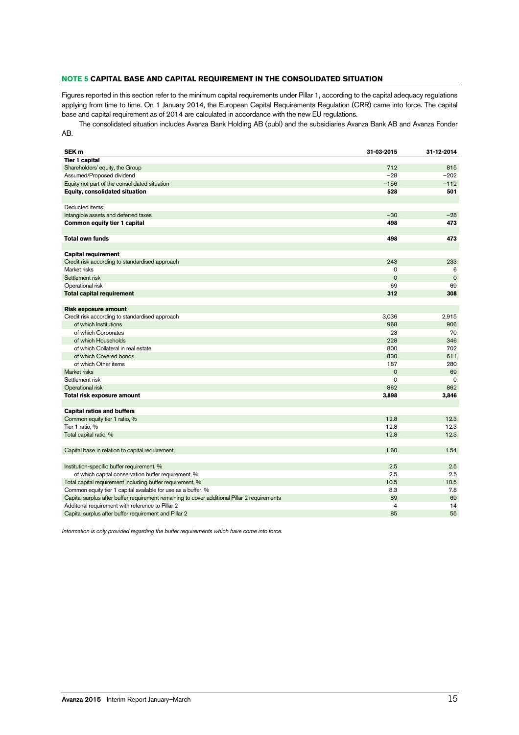## NOTE 5 CAPITAL BASE AND CAPITAL REQUIREMENT IN THE CONSOLIDATED SITUATION

Figures reported in this section refer to the minimum capital requirements under Pillar 1, according to the capital adequacy regulations applying from time to time. On 1 January 2014, the European Capital Requirements Regulation (CRR) came into force. The capital base and capital requirement as of 2014 are calculated in accordance with the new EU regulations.

The consolidated situation includes Avanza Bank Holding AB (publ) and the subsidiaries Avanza Bank AB and Avanza Fonder AB.

| SEK m | 31-03-2015 | 31-12-2014 |
|---|---|---|
| **Tier 1 capital** | | |
| Shareholders' equity, the Group | 712 | 815 |
| Assumed/Proposed dividend | –28 | –202 |
| Equity not part of the consolidated situation | –156 | –112 |
| **Equity, consolidated situation** | **528** | **501** |
| | | |
| Deducted items: | | |
| Intangible assets and deferred taxes | –30 | –28 |
| **Common equity tier 1 capital** | **498** | **473** |
| | | |
| **Total own funds** | **498** | **473** |
| | | |
| **Capital requirement** | | |
| Credit risk according to standardised approach | 243 | 233 |
| Market risks | 0 | 6 |
| Settlement risk | 0 | 0 |
| Operational risk | 69 | 69 |
| **Total capital requirement** | **312** | **308** |
| | | |
| **Risk exposure amount** | | |
| Credit risk according to standardised approach | 3,036 | 2,915 |
| of which Institutions | 968 | 906 |
| of which Corporates | 23 | 70 |
| of which Households | 228 | 346 |
| of which Collateral in real estate | 800 | 702 |
| of which Covered bonds | 830 | 611 |
| of which Other items | 187 | 280 |
| Market risks | 0 | 69 |
| Settlement risk | 0 | 0 |
| Operational risk | 862 | 862 |
| **Total risk exposure amount** | **3,898** | **3,846** |
| | | |
| **Capital ratios and buffers** | | |
| Common equity tier 1 ratio, % | 12.8 | 12.3 |
| Tier 1 ratio, % | 12.8 | 12.3 |
| Total capital ratio, % | 12.8 | 12.3 |
| | | |
| Capital base in relation to capital requirement | 1.60 | 1.54 |
| | | |
| Institution-specific buffer requirement, % | 2.5 | 2.5 |
| of which capital conservation buffer requirement, % | 2.5 | 2.5 |
| Total capital requirement including buffer requirement, % | 10.5 | 10.5 |
| Common equity tier 1 capital available for use as a buffer, % | 8.3 | 7.8 |
| Capital surplus after buffer requirement remaining to cover additional Pillar 2 requirements | 89 | 69 |
| Additonal requirement with reference to Pillar 2 | 4 | 14 |
| Capital surplus after buffer requirement and Pillar 2 | 85 | 55 |

*Information is only provided regarding the buffer requirements which have come into force.*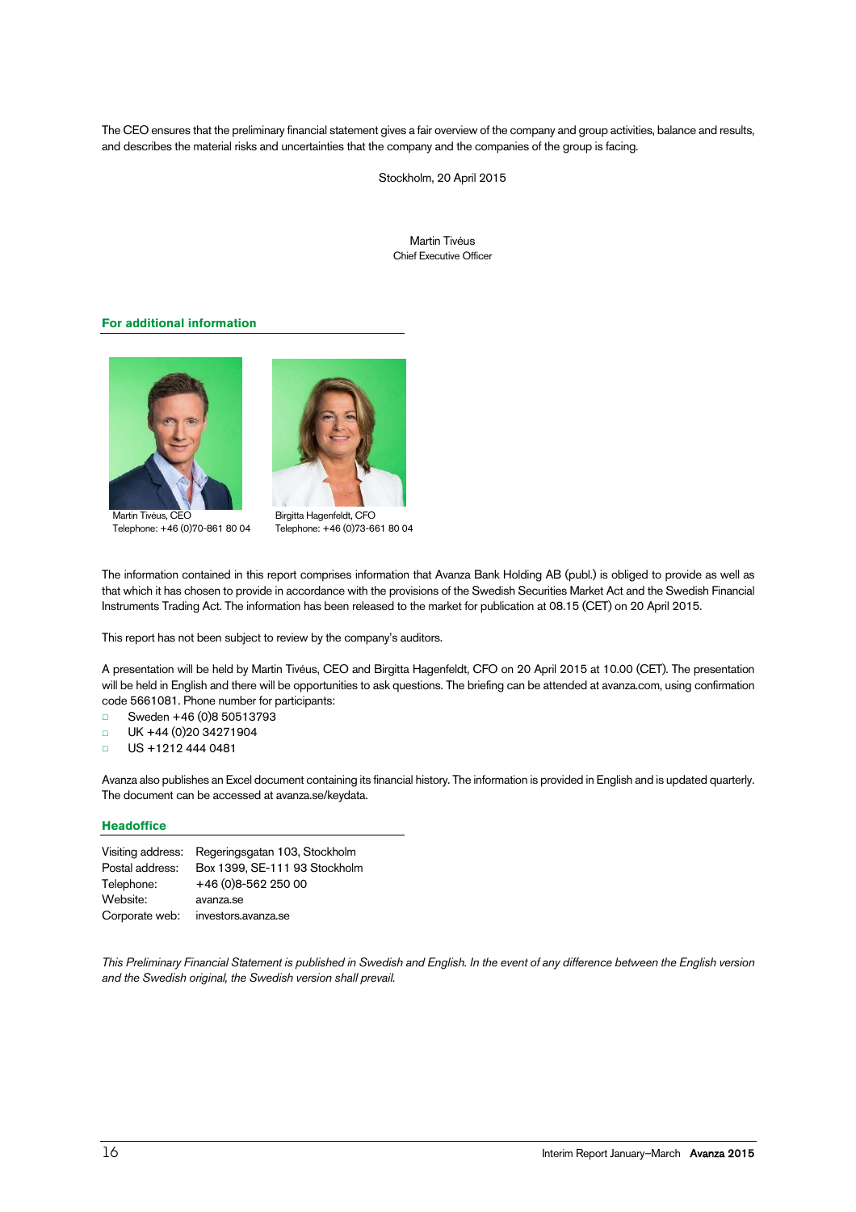The CEO ensures that the preliminary financial statement gives a fair overview of the company and group activities, balance and results, and describes the material risks and uncertainties that the company and the companies of the group is facing.

Stockholm, 20 April 2015

Martin Tivéus
Chief Executive Officer

## For additional information

Martin Tivéus, CEO
Telephone: +46 (0)70-861 80 04

Birgitta Hagenfeldt, CFO
Telephone: +46 (0)73-661 80 04

The information contained in this report comprises information that Avanza Bank Holding AB (publ.) is obliged to provide as well as that which it has chosen to provide in accordance with the provisions of the Swedish Securities Market Act and the Swedish Financial Instruments Trading Act. The information has been released to the market for publication at 08.15 (CET) on 20 April 2015.

This report has not been subject to review by the company's auditors.

A presentation will be held by Martin Tivéus, CEO and Birgitta Hagenfeldt, CFO on 20 April 2015 at 10.00 (CET). The presentation will be held in English and there will be opportunities to ask questions. The briefing can be attended at avanza.com, using confirmation code 5661081. Phone number for participants:

- Sweden +46 (0)8 50513793
- UK +44 (0)20 34271904
- US +1212 444 0481

Avanza also publishes an Excel document containing its financial history. The information is provided in English and is updated quarterly. The document can be accessed at avanza.se/keydata.

## Headoffice

| | |
|---|---|
| Visiting address: | Regeringsgatan 103, Stockholm |
| Postal address: | Box 1399, SE-111 93 Stockholm |
| Telephone: | +46 (0)8-562 250 00 |
| Website: | avanza.se |
| Corporate web: | investors.avanza.se |

*This Preliminary Financial Statement is published in Swedish and English. In the event of any difference between the English version and the Swedish original, the Swedish version shall prevail.*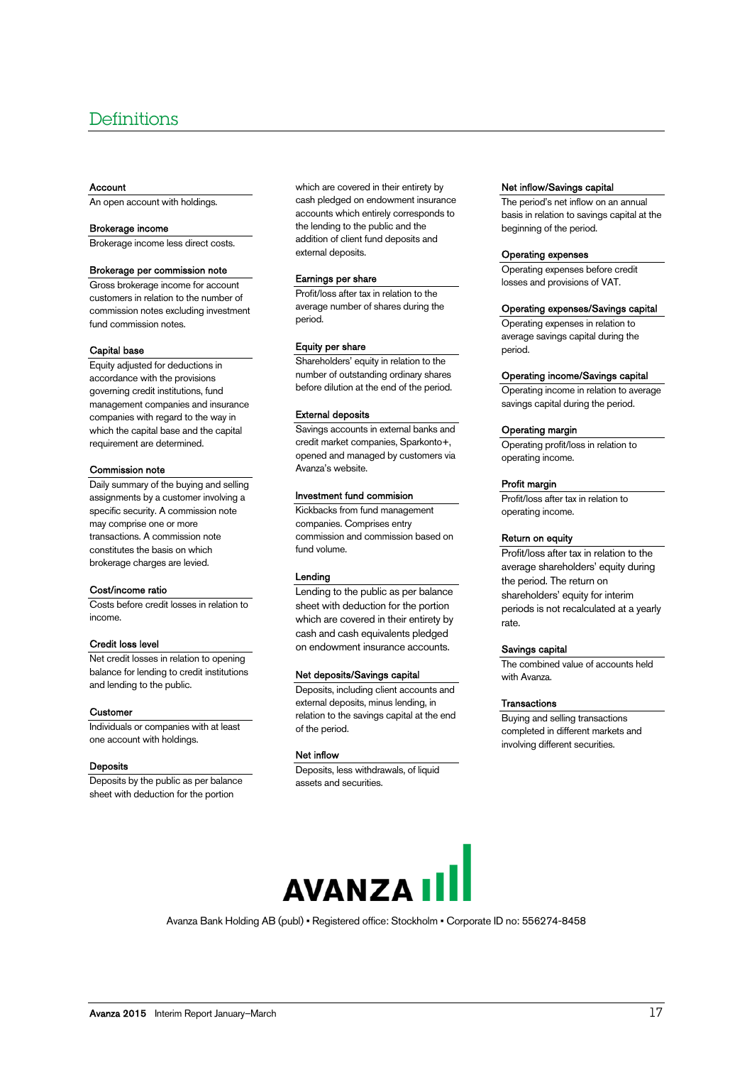# Definitions

**Account**
An open account with holdings.

**Brokerage income**
Brokerage income less direct costs.

**Brokerage per commission note**
Gross brokerage income for account customers in relation to the number of commission notes excluding investment fund commission notes.

**Capital base**
Equity adjusted for deductions in accordance with the provisions governing credit institutions, fund management companies and insurance companies with regard to the way in which the capital base and the capital requirement are determined.

**Commission note**
Daily summary of the buying and selling assignments by a customer involving a specific security. A commission note may comprise one or more transactions. A commission note constitutes the basis on which brokerage charges are levied.

**Cost/income ratio**
Costs before credit losses in relation to income.

**Credit loss level**
Net credit losses in relation to opening balance for lending to credit institutions and lending to the public.

**Customer**
Individuals or companies with at least one account with holdings.

**Deposits**
Deposits by the public as per balance sheet with deduction for the portion which are covered in their entirety by cash pledged on endowment insurance accounts which entirely corresponds to the lending to the public and the addition of client fund deposits and external deposits.

**Earnings per share**
Profit/loss after tax in relation to the average number of shares during the period.

**Equity per share**
Shareholders' equity in relation to the number of outstanding ordinary shares before dilution at the end of the period.

**External deposits**
Savings accounts in external banks and credit market companies, Sparkonto+, opened and managed by customers via Avanza's website.

**Investment fund commision**
Kickbacks from fund management companies. Comprises entry commission and commission based on fund volume.

**Lending**
Lending to the public as per balance sheet with deduction for the portion which are covered in their entirety by cash and cash equivalents pledged on endowment insurance accounts.

**Net deposits/Savings capital**
Deposits, including client accounts and external deposits, minus lending, in relation to the savings capital at the end of the period.

**Net inflow**
Deposits, less withdrawals, of liquid assets and securities.

**Net inflow/Savings capital**
The period's net inflow on an annual basis in relation to savings capital at the beginning of the period.

**Operating expenses**
Operating expenses before credit losses and provisions of VAT.

**Operating expenses/Savings capital**
Operating expenses in relation to average savings capital during the period.

**Operating income/Savings capital**
Operating income in relation to average savings capital during the period.

**Operating margin**
Operating profit/loss in relation to operating income.

**Profit margin**
Profit/loss after tax in relation to operating income.

**Return on equity**
Profit/loss after tax in relation to the average shareholders' equity during the period. The return on shareholders' equity for interim periods is not recalculated at a yearly rate.

**Savings capital**
The combined value of accounts held with Avanza.

**Transactions**
Buying and selling transactions completed in different markets and involving different securities.

AVANZA

Avanza Bank Holding AB (publ) • Registered office: Stockholm • Corporate ID no: 556274-8458